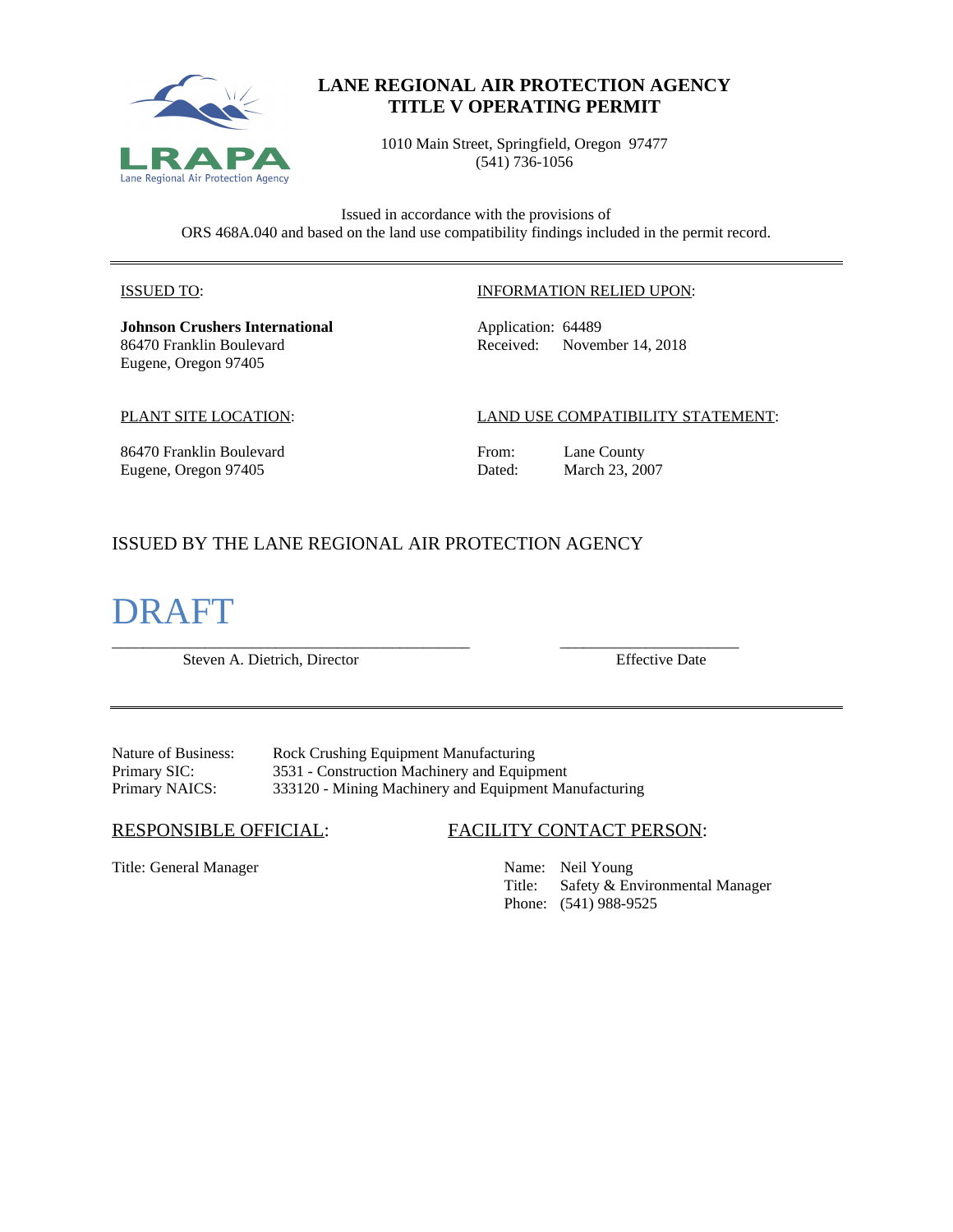# LANE REGIONAL AIR PROTECTION AGENCY
# TITLE V OPERATING PERMIT

1010 Main Street, Springfield, Oregon 97477
(541) 736-1056

Issued in accordance with the provisions of
ORS 468A.040 and based on the land use compatibility findings included in the permit record.

---

ISSUED TO:

**Johnson Crushers International**
86470 Franklin Boulevard
Eugene, Oregon 97405

INFORMATION RELIED UPON:

Application: 64489
Received: November 14, 2018

PLANT SITE LOCATION:

86470 Franklin Boulevard
Eugene, Oregon 97405

LAND USE COMPATIBILITY STATEMENT:

From: Lane County
Dated: March 23, 2007

ISSUED BY THE LANE REGIONAL AIR PROTECTION AGENCY

DRAFT

______________________________ Steven A. Dietrich, Director

______________________ Effective Date

---

| | |
|---|---|
| Nature of Business: | Rock Crushing Equipment Manufacturing |
| Primary SIC: | 3531 - Construction Machinery and Equipment |
| Primary NAICS: | 333120 - Mining Machinery and Equipment Manufacturing |

RESPONSIBLE OFFICIAL:

Title: General Manager

FACILITY CONTACT PERSON:

Name: Neil Young
Title: Safety & Environmental Manager
Phone: (541) 988-9525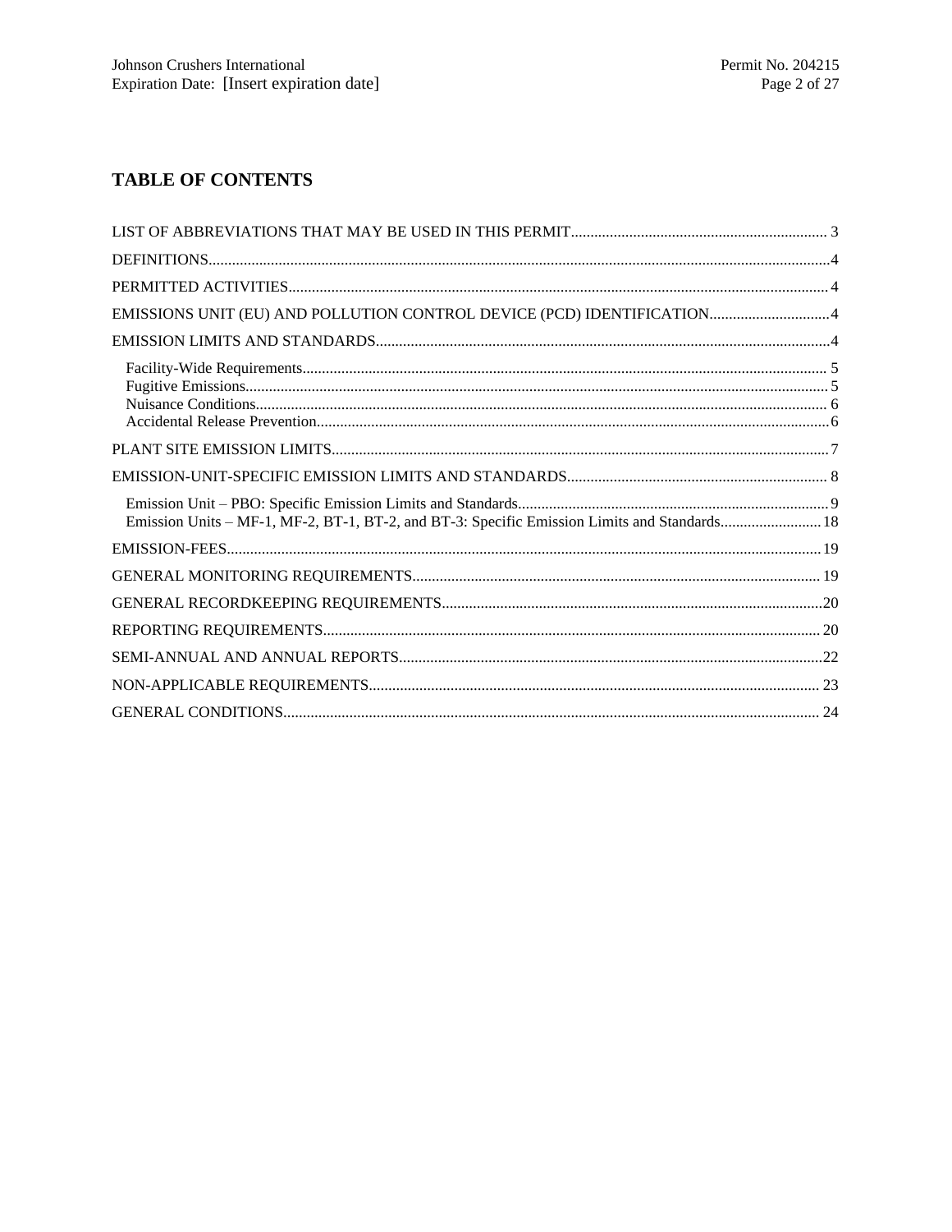## TABLE OF CONTENTS

LIST OF ABBREVIATIONS THAT MAY BE USED IN THIS PERMIT .......... 3

DEFINITIONS .......... 4

PERMITTED ACTIVITIES .......... 4

EMISSIONS UNIT (EU) AND POLLUTION CONTROL DEVICE (PCD) IDENTIFICATION .......... 4

EMISSION LIMITS AND STANDARDS .......... 4

- Facility-Wide Requirements .......... 5
- Fugitive Emissions .......... 5
- Nuisance Conditions .......... 6
- Accidental Release Prevention .......... 6

PLANT SITE EMISSION LIMITS .......... 7

EMISSION-UNIT-SPECIFIC EMISSION LIMITS AND STANDARDS .......... 8

- Emission Unit – PBO: Specific Emission Limits and Standards .......... 9
- Emission Units – MF-1, MF-2, BT-1, BT-2, and BT-3: Specific Emission Limits and Standards .......... 18

EMISSION-FEES .......... 19

GENERAL MONITORING REQUIREMENTS .......... 19

GENERAL RECORDKEEPING REQUIREMENTS .......... 20

REPORTING REQUIREMENTS .......... 20

SEMI-ANNUAL AND ANNUAL REPORTS .......... 22

NON-APPLICABLE REQUIREMENTS .......... 23

GENERAL CONDITIONS .......... 24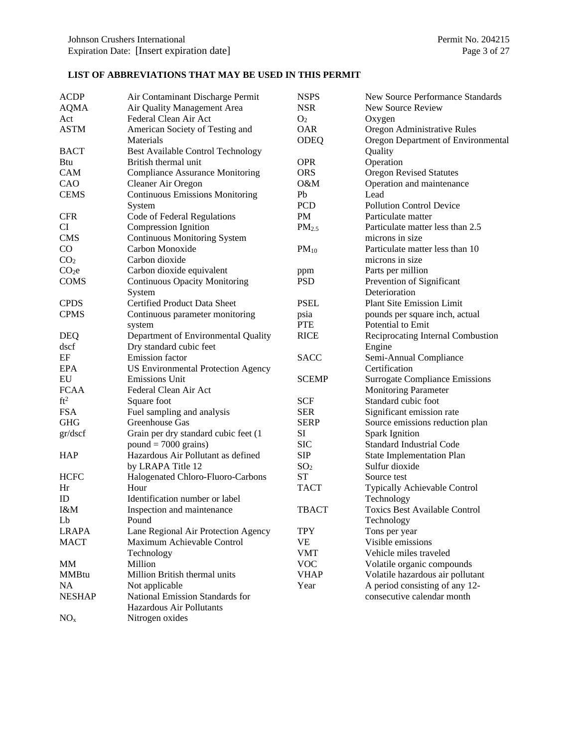## LIST OF ABBREVIATIONS THAT MAY BE USED IN THIS PERMIT

| Abbreviation | Meaning |
|---|---|
| ACDP | Air Contaminant Discharge Permit |
| AQMA | Air Quality Management Area |
| Act | Federal Clean Air Act |
| ASTM | American Society of Testing and Materials |
| BACT | Best Available Control Technology |
| Btu | British thermal unit |
| CAM | Compliance Assurance Monitoring |
| CAO | Cleaner Air Oregon |
| CEMS | Continuous Emissions Monitoring System |
| CFR | Code of Federal Regulations |
| CI | Compression Ignition |
| CMS | Continuous Monitoring System |
| CO | Carbon Monoxide |
| $CO_2$ | Carbon dioxide |
| $CO_2e$ | Carbon dioxide equivalent |
| COMS | Continuous Opacity Monitoring System |
| CPDS | Certified Product Data Sheet |
| CPMS | Continuous parameter monitoring system |
| DEQ | Department of Environmental Quality |
| dscf | Dry standard cubic feet |
| EF | Emission factor |
| EPA | US Environmental Protection Agency |
| EU | Emissions Unit |
| FCAA | Federal Clean Air Act |
| $ft^2$ | Square foot |
| FSA | Fuel sampling and analysis |
| GHG | Greenhouse Gas |
| gr/dscf | Grain per dry standard cubic feet (1 pound = 7000 grains) |
| HAP | Hazardous Air Pollutant as defined by LRAPA Title 12 |
| HCFC | Halogenated Chloro-Fluoro-Carbons |
| Hr | Hour |
| ID | Identification number or label |
| I&M | Inspection and maintenance |
| Lb | Pound |
| LRAPA | Lane Regional Air Protection Agency |
| MACT | Maximum Achievable Control Technology |
| MM | Million |
| MMBtu | Million British thermal units |
| NA | Not applicable |
| NESHAP | National Emission Standards for Hazardous Air Pollutants |
| $NO_x$ | Nitrogen oxides |
| NSPS | New Source Performance Standards |
| NSR | New Source Review |
| $O_2$ | Oxygen |
| OAR | Oregon Administrative Rules |
| ODEQ | Oregon Department of Environmental Quality |
| OPR | Operation |
| ORS | Oregon Revised Statutes |
| O&M | Operation and maintenance |
| Pb | Lead |
| PCD | Pollution Control Device |
| PM | Particulate matter |
| $PM_{2.5}$ | Particulate matter less than 2.5 microns in size |
| $PM_{10}$ | Particulate matter less than 10 microns in size |
| ppm | Parts per million |
| PSD | Prevention of Significant Deterioration |
| PSEL | Plant Site Emission Limit |
| psia | pounds per square inch, actual |
| PTE | Potential to Emit |
| RICE | Reciprocating Internal Combustion Engine |
| SACC | Semi-Annual Compliance Certification |
| SCEMP | Surrogate Compliance Emissions Monitoring Parameter |
| SCF | Standard cubic foot |
| SER | Significant emission rate |
| SERP | Source emissions reduction plan |
| SI | Spark Ignition |
| SIC | Standard Industrial Code |
| SIP | State Implementation Plan |
| $SO_2$ | Sulfur dioxide |
| ST | Source test |
| TACT | Typically Achievable Control Technology |
| TBACT | Toxics Best Available Control Technology |
| TPY | Tons per year |
| VE | Visible emissions |
| VMT | Vehicle miles traveled |
| VOC | Volatile organic compounds |
| VHAP | Volatile hazardous air pollutant |
| Year | A period consisting of any 12-consecutive calendar month |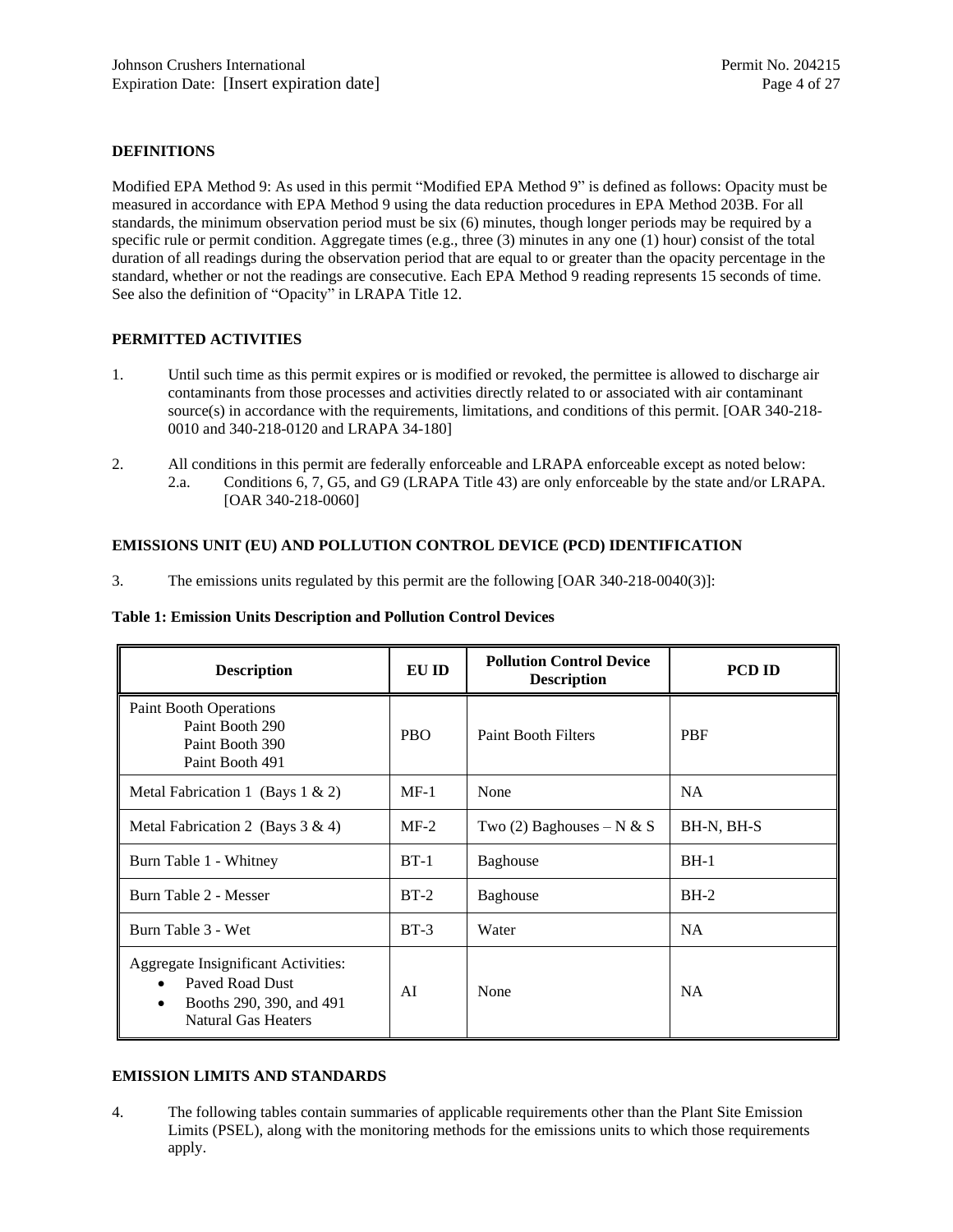## DEFINITIONS

Modified EPA Method 9: As used in this permit "Modified EPA Method 9" is defined as follows: Opacity must be measured in accordance with EPA Method 9 using the data reduction procedures in EPA Method 203B. For all standards, the minimum observation period must be six (6) minutes, though longer periods may be required by a specific rule or permit condition. Aggregate times (e.g., three (3) minutes in any one (1) hour) consist of the total duration of all readings during the observation period that are equal to or greater than the opacity percentage in the standard, whether or not the readings are consecutive. Each EPA Method 9 reading represents 15 seconds of time. See also the definition of "Opacity" in LRAPA Title 12.

## PERMITTED ACTIVITIES

1. Until such time as this permit expires or is modified or revoked, the permittee is allowed to discharge air contaminants from those processes and activities directly related to or associated with air contaminant source(s) in accordance with the requirements, limitations, and conditions of this permit. [OAR 340-218-0010 and 340-218-0120 and LRAPA 34-180]

2. All conditions in this permit are federally enforceable and LRAPA enforceable except as noted below:
   - 2.a. Conditions 6, 7, G5, and G9 (LRAPA Title 43) are only enforceable by the state and/or LRAPA. [OAR 340-218-0060]

## EMISSIONS UNIT (EU) AND POLLUTION CONTROL DEVICE (PCD) IDENTIFICATION

3. The emissions units regulated by this permit are the following [OAR 340-218-0040(3)]:

**Table 1: Emission Units Description and Pollution Control Devices**

| Description | EU ID | Pollution Control Device Description | PCD ID |
|---|---|---|---|
| Paint Booth Operations<br>Paint Booth 290<br>Paint Booth 390<br>Paint Booth 491 | PBO | Paint Booth Filters | PBF |
| Metal Fabrication 1 (Bays 1 & 2) | MF-1 | None | NA |
| Metal Fabrication 2 (Bays 3 & 4) | MF-2 | Two (2) Baghouses – N & S | BH-N, BH-S |
| Burn Table 1 - Whitney | BT-1 | Baghouse | BH-1 |
| Burn Table 2 - Messer | BT-2 | Baghouse | BH-2 |
| Burn Table 3 - Wet | BT-3 | Water | NA |
| Aggregate Insignificant Activities:<br>• Paved Road Dust<br>• Booths 290, 390, and 491 Natural Gas Heaters | AI | None | NA |

## EMISSION LIMITS AND STANDARDS

4. The following tables contain summaries of applicable requirements other than the Plant Site Emission Limits (PSEL), along with the monitoring methods for the emissions units to which those requirements apply.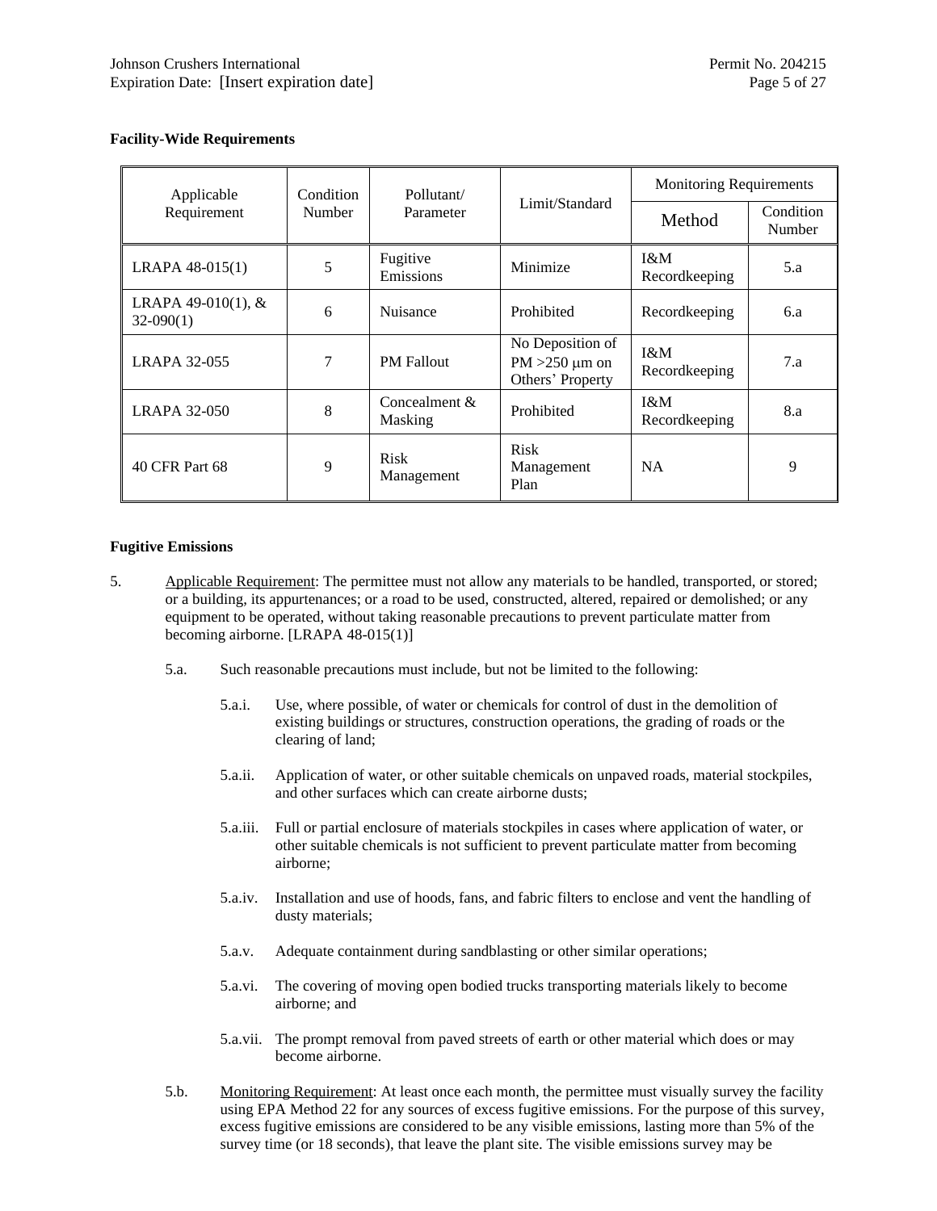**Facility-Wide Requirements**

| Applicable Requirement | Condition Number | Pollutant/ Parameter | Limit/Standard | Monitoring Requirements | |
|---|---|---|---|---|---|
| | | | | Method | Condition Number |
| LRAPA 48-015(1) | 5 | Fugitive Emissions | Minimize | I&M Recordkeeping | 5.a |
| LRAPA 49-010(1), & 32-090(1) | 6 | Nuisance | Prohibited | Recordkeeping | 6.a |
| LRAPA 32-055 | 7 | PM Fallout | No Deposition of PM >250 μm on Others' Property | I&M Recordkeeping | 7.a |
| LRAPA 32-050 | 8 | Concealment & Masking | Prohibited | I&M Recordkeeping | 8.a |
| 40 CFR Part 68 | 9 | Risk Management | Risk Management Plan | NA | 9 |

**Fugitive Emissions**

5. Applicable Requirement: The permittee must not allow any materials to be handled, transported, or stored; or a building, its appurtenances; or a road to be used, constructed, altered, repaired or demolished; or any equipment to be operated, without taking reasonable precautions to prevent particulate matter from becoming airborne. [LRAPA 48-015(1)]

   5.a. Such reasonable precautions must include, but not be limited to the following:

      5.a.i. Use, where possible, of water or chemicals for control of dust in the demolition of existing buildings or structures, construction operations, the grading of roads or the clearing of land;

      5.a.ii. Application of water, or other suitable chemicals on unpaved roads, material stockpiles, and other surfaces which can create airborne dusts;

      5.a.iii. Full or partial enclosure of materials stockpiles in cases where application of water, or other suitable chemicals is not sufficient to prevent particulate matter from becoming airborne;

      5.a.iv. Installation and use of hoods, fans, and fabric filters to enclose and vent the handling of dusty materials;

      5.a.v. Adequate containment during sandblasting or other similar operations;

      5.a.vi. The covering of moving open bodied trucks transporting materials likely to become airborne; and

      5.a.vii. The prompt removal from paved streets of earth or other material which does or may become airborne.

   5.b. Monitoring Requirement: At least once each month, the permittee must visually survey the facility using EPA Method 22 for any sources of excess fugitive emissions. For the purpose of this survey, excess fugitive emissions are considered to be any visible emissions, lasting more than 5% of the survey time (or 18 seconds), that leave the plant site. The visible emissions survey may be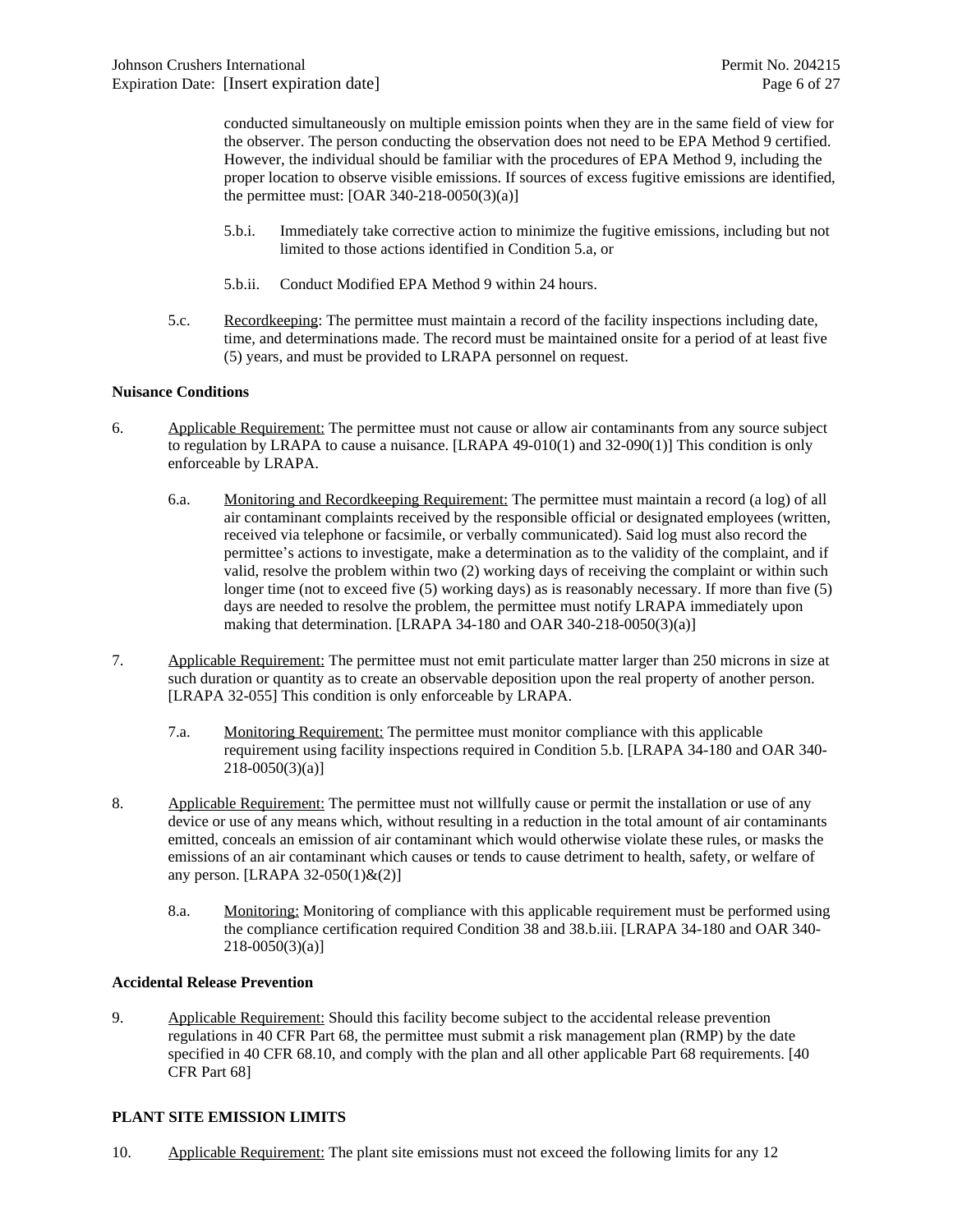conducted simultaneously on multiple emission points when they are in the same field of view for the observer. The person conducting the observation does not need to be EPA Method 9 certified. However, the individual should be familiar with the procedures of EPA Method 9, including the proper location to observe visible emissions. If sources of excess fugitive emissions are identified, the permittee must: [OAR 340-218-0050(3)(a)]

5.b.i. Immediately take corrective action to minimize the fugitive emissions, including but not limited to those actions identified in Condition 5.a, or

5.b.ii. Conduct Modified EPA Method 9 within 24 hours.

5.c. Recordkeeping: The permittee must maintain a record of the facility inspections including date, time, and determinations made. The record must be maintained onsite for a period of at least five (5) years, and must be provided to LRAPA personnel on request.

**Nuisance Conditions**

6. Applicable Requirement: The permittee must not cause or allow air contaminants from any source subject to regulation by LRAPA to cause a nuisance. [LRAPA 49-010(1) and 32-090(1)] This condition is only enforceable by LRAPA.

6.a. Monitoring and Recordkeeping Requirement: The permittee must maintain a record (a log) of all air contaminant complaints received by the responsible official or designated employees (written, received via telephone or facsimile, or verbally communicated). Said log must also record the permittee's actions to investigate, make a determination as to the validity of the complaint, and if valid, resolve the problem within two (2) working days of receiving the complaint or within such longer time (not to exceed five (5) working days) as is reasonably necessary. If more than five (5) days are needed to resolve the problem, the permittee must notify LRAPA immediately upon making that determination. [LRAPA 34-180 and OAR 340-218-0050(3)(a)]

7. Applicable Requirement: The permittee must not emit particulate matter larger than 250 microns in size at such duration or quantity as to create an observable deposition upon the real property of another person. [LRAPA 32-055] This condition is only enforceable by LRAPA.

7.a. Monitoring Requirement: The permittee must monitor compliance with this applicable requirement using facility inspections required in Condition 5.b. [LRAPA 34-180 and OAR 340-218-0050(3)(a)]

8. Applicable Requirement: The permittee must not willfully cause or permit the installation or use of any device or use of any means which, without resulting in a reduction in the total amount of air contaminants emitted, conceals an emission of air contaminant which would otherwise violate these rules, or masks the emissions of an air contaminant which causes or tends to cause detriment to health, safety, or welfare of any person. [LRAPA 32-050(1)&(2)]

8.a. Monitoring: Monitoring of compliance with this applicable requirement must be performed using the compliance certification required Condition 38 and 38.b.iii. [LRAPA 34-180 and OAR 340-218-0050(3)(a)]

**Accidental Release Prevention**

9. Applicable Requirement: Should this facility become subject to the accidental release prevention regulations in 40 CFR Part 68, the permittee must submit a risk management plan (RMP) by the date specified in 40 CFR 68.10, and comply with the plan and all other applicable Part 68 requirements. [40 CFR Part 68]

**PLANT SITE EMISSION LIMITS**

10. Applicable Requirement: The plant site emissions must not exceed the following limits for any 12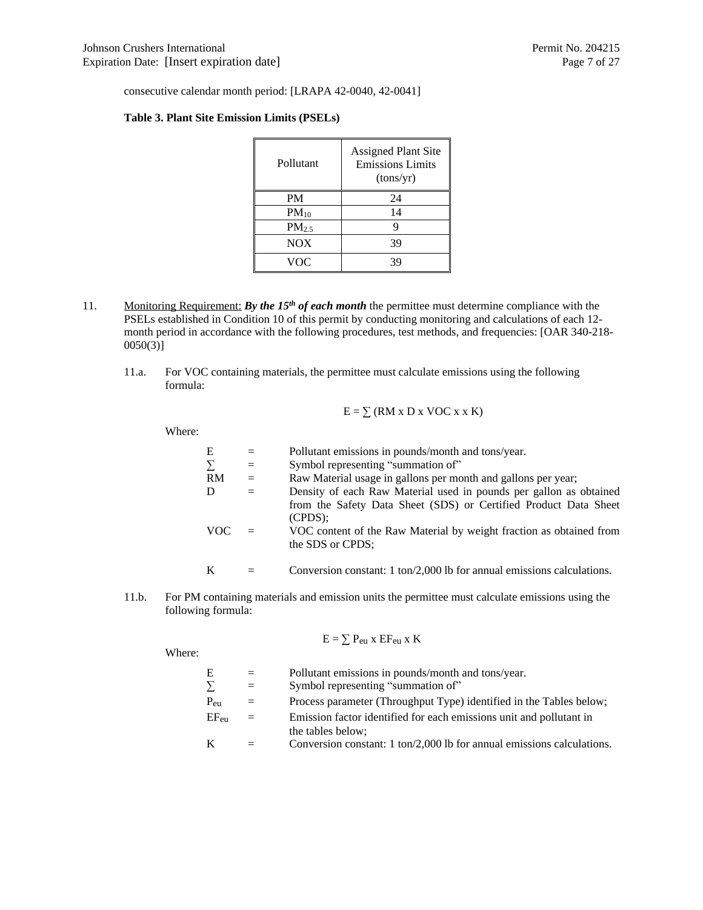consecutive calendar month period: [LRAPA 42-0040, 42-0041]

**Table 3. Plant Site Emission Limits (PSELs)**

| Pollutant | Assigned Plant Site Emissions Limits (tons/yr) |
|---|---|
| PM | 24 |
| $PM_{10}$ | 14 |
| $PM_{2.5}$ | 9 |
| NOX | 39 |
| VOC | 39 |

11. Monitoring Requirement: ***By the 15th of each month*** the permittee must determine compliance with the PSELs established in Condition 10 of this permit by conducting monitoring and calculations of each 12-month period in accordance with the following procedures, test methods, and frequencies: [OAR 340-218-0050(3)]

    11.a. For VOC containing materials, the permittee must calculate emissions using the following formula:

    $$E = \sum (RM \times D \times VOC \times K)$$

    Where:

    | | | |
    |---|---|---|
    | E | = | Pollutant emissions in pounds/month and tons/year. |
    | ∑ | = | Symbol representing "summation of" |
    | RM | = | Raw Material usage in gallons per month and gallons per year; |
    | D | = | Density of each Raw Material used in pounds per gallon as obtained from the Safety Data Sheet (SDS) or Certified Product Data Sheet (CPDS); |
    | VOC | = | VOC content of the Raw Material by weight fraction as obtained from the SDS or CPDS; |
    | K | = | Conversion constant: 1 ton/2,000 lb for annual emissions calculations. |

    11.b. For PM containing materials and emission units the permittee must calculate emissions using the following formula:

    $$E = \sum P_{eu} \times EF_{eu} \times K$$

    Where:

    | | | |
    |---|---|---|
    | E | = | Pollutant emissions in pounds/month and tons/year. |
    | ∑ | = | Symbol representing "summation of" |
    | $P_{eu}$ | = | Process parameter (Throughput Type) identified in the Tables below; |
    | $EF_{eu}$ | = | Emission factor identified for each emissions unit and pollutant in the tables below; |
    | K | = | Conversion constant: 1 ton/2,000 lb for annual emissions calculations. |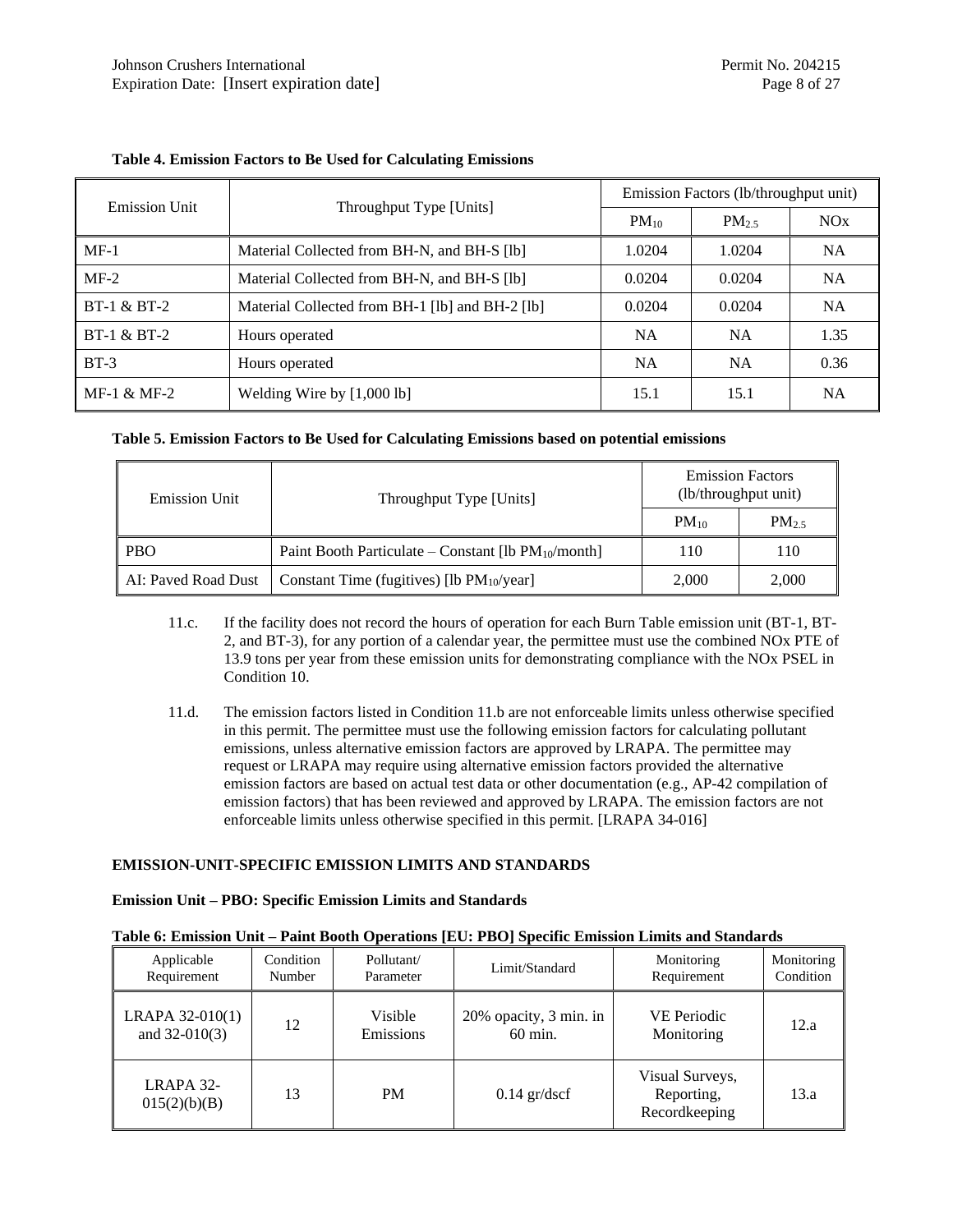**Table 4. Emission Factors to Be Used for Calculating Emissions**

| Emission Unit | Throughput Type [Units] | Emission Factors (lb/throughput unit) | | |
|---|---|---|---|---|
| | | $PM_{10}$ | $PM_{2.5}$ | NOx |
| MF-1 | Material Collected from BH-N, and BH-S [lb] | 1.0204 | 1.0204 | NA |
| MF-2 | Material Collected from BH-N, and BH-S [lb] | 0.0204 | 0.0204 | NA |
| BT-1 & BT-2 | Material Collected from BH-1 [lb] and BH-2 [lb] | 0.0204 | 0.0204 | NA |
| BT-1 & BT-2 | Hours operated | NA | NA | 1.35 |
| BT-3 | Hours operated | NA | NA | 0.36 |
| MF-1 & MF-2 | Welding Wire by [1,000 lb] | 15.1 | 15.1 | NA |

**Table 5. Emission Factors to Be Used for Calculating Emissions based on potential emissions**

| Emission Unit | Throughput Type [Units] | Emission Factors (lb/throughput unit) | |
|---|---|---|---|
| | | $PM_{10}$ | $PM_{2.5}$ |
| PBO | Paint Booth Particulate – Constant [lb $PM_{10}$/month] | 110 | 110 |
| AI: Paved Road Dust | Constant Time (fugitives) [lb $PM_{10}$/year] | 2,000 | 2,000 |

11.c. If the facility does not record the hours of operation for each Burn Table emission unit (BT-1, BT-2, and BT-3), for any portion of a calendar year, the permittee must use the combined NOx PTE of 13.9 tons per year from these emission units for demonstrating compliance with the NOx PSEL in Condition 10.

11.d. The emission factors listed in Condition 11.b are not enforceable limits unless otherwise specified in this permit. The permittee must use the following emission factors for calculating pollutant emissions, unless alternative emission factors are approved by LRAPA. The permittee may request or LRAPA may require using alternative emission factors provided the alternative emission factors are based on actual test data or other documentation (e.g., AP-42 compilation of emission factors) that has been reviewed and approved by LRAPA. The emission factors are not enforceable limits unless otherwise specified in this permit. [LRAPA 34-016]

## EMISSION-UNIT-SPECIFIC EMISSION LIMITS AND STANDARDS

### Emission Unit – PBO: Specific Emission Limits and Standards

**Table 6: Emission Unit – Paint Booth Operations [EU: PBO] Specific Emission Limits and Standards**

| Applicable Requirement | Condition Number | Pollutant/ Parameter | Limit/Standard | Monitoring Requirement | Monitoring Condition |
|---|---|---|---|---|---|
| LRAPA 32-010(1) and 32-010(3) | 12 | Visible Emissions | 20% opacity, 3 min. in 60 min. | VE Periodic Monitoring | 12.a |
| LRAPA 32-015(2)(b)(B) | 13 | PM | 0.14 gr/dscf | Visual Surveys, Reporting, Recordkeeping | 13.a |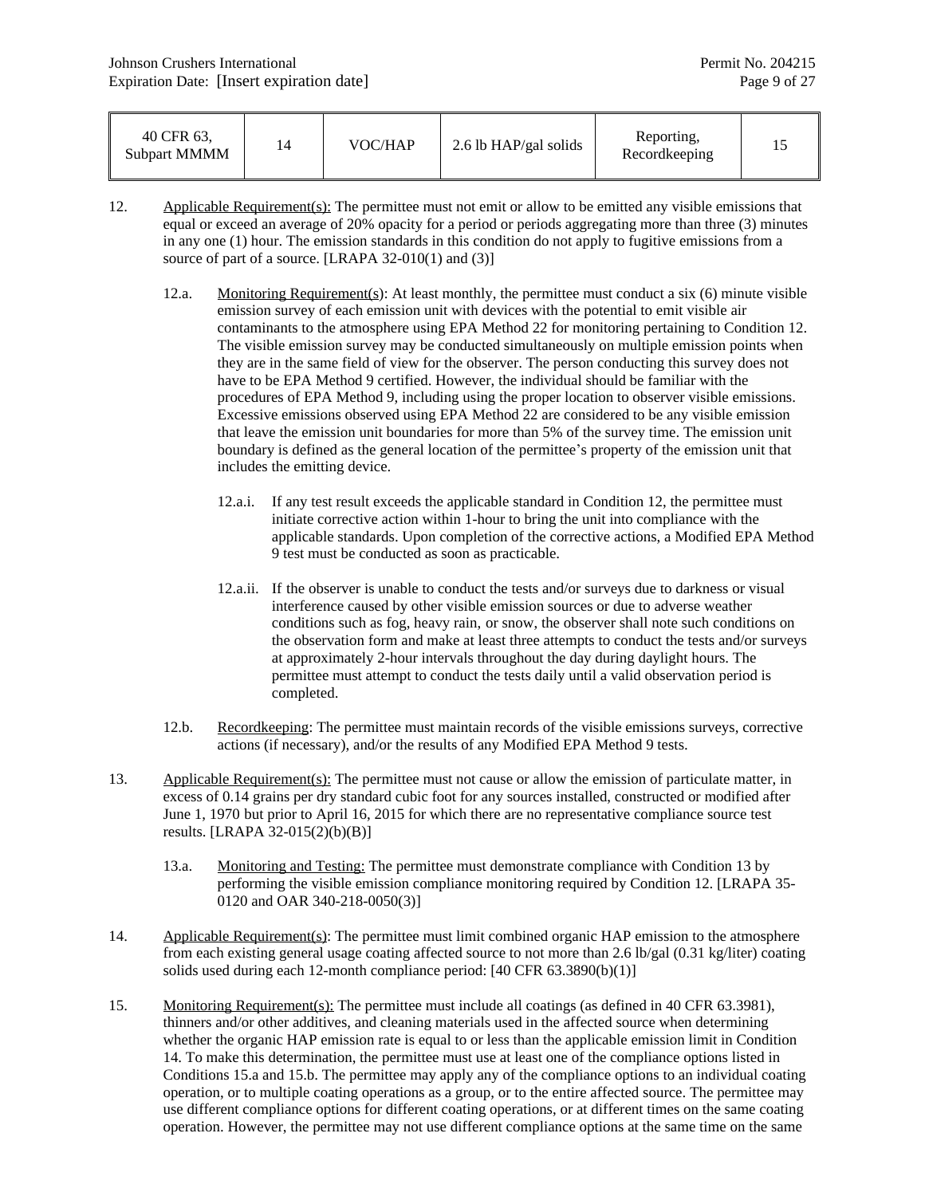| 40 CFR 63, Subpart MMMM | 14 | VOC/HAP | 2.6 lb HAP/gal solids | Reporting, Recordkeeping | 15 |
|---|---|---|---|---|---|

12. Applicable Requirement(s): The permittee must not emit or allow to be emitted any visible emissions that equal or exceed an average of 20% opacity for a period or periods aggregating more than three (3) minutes in any one (1) hour. The emission standards in this condition do not apply to fugitive emissions from a source of part of a source. [LRAPA 32-010(1) and (3)]

    12.a. Monitoring Requirement(s): At least monthly, the permittee must conduct a six (6) minute visible emission survey of each emission unit with devices with the potential to emit visible air contaminants to the atmosphere using EPA Method 22 for monitoring pertaining to Condition 12. The visible emission survey may be conducted simultaneously on multiple emission points when they are in the same field of view for the observer. The person conducting this survey does not have to be EPA Method 9 certified. However, the individual should be familiar with the procedures of EPA Method 9, including using the proper location to observer visible emissions. Excessive emissions observed using EPA Method 22 are considered to be any visible emission that leave the emission unit boundaries for more than 5% of the survey time. The emission unit boundary is defined as the general location of the permittee's property of the emission unit that includes the emitting device.

        12.a.i. If any test result exceeds the applicable standard in Condition 12, the permittee must initiate corrective action within 1-hour to bring the unit into compliance with the applicable standards. Upon completion of the corrective actions, a Modified EPA Method 9 test must be conducted as soon as practicable.

        12.a.ii. If the observer is unable to conduct the tests and/or surveys due to darkness or visual interference caused by other visible emission sources or due to adverse weather conditions such as fog, heavy rain, or snow, the observer shall note such conditions on the observation form and make at least three attempts to conduct the tests and/or surveys at approximately 2-hour intervals throughout the day during daylight hours. The permittee must attempt to conduct the tests daily until a valid observation period is completed.

    12.b. Recordkeeping: The permittee must maintain records of the visible emissions surveys, corrective actions (if necessary), and/or the results of any Modified EPA Method 9 tests.

13. Applicable Requirement(s): The permittee must not cause or allow the emission of particulate matter, in excess of 0.14 grains per dry standard cubic foot for any sources installed, constructed or modified after June 1, 1970 but prior to April 16, 2015 for which there are no representative compliance source test results. [LRAPA 32-015(2)(b)(B)]

    13.a. Monitoring and Testing: The permittee must demonstrate compliance with Condition 13 by performing the visible emission compliance monitoring required by Condition 12. [LRAPA 35-0120 and OAR 340-218-0050(3)]

14. Applicable Requirement(s): The permittee must limit combined organic HAP emission to the atmosphere from each existing general usage coating affected source to not more than 2.6 lb/gal (0.31 kg/liter) coating solids used during each 12-month compliance period: [40 CFR 63.3890(b)(1)]

15. Monitoring Requirement(s): The permittee must include all coatings (as defined in 40 CFR 63.3981), thinners and/or other additives, and cleaning materials used in the affected source when determining whether the organic HAP emission rate is equal to or less than the applicable emission limit in Condition 14. To make this determination, the permittee must use at least one of the compliance options listed in Conditions 15.a and 15.b. The permittee may apply any of the compliance options to an individual coating operation, or to multiple coating operations as a group, or to the entire affected source. The permittee may use different compliance options for different coating operations, or at different times on the same coating operation. However, the permittee may not use different compliance options at the same time on the same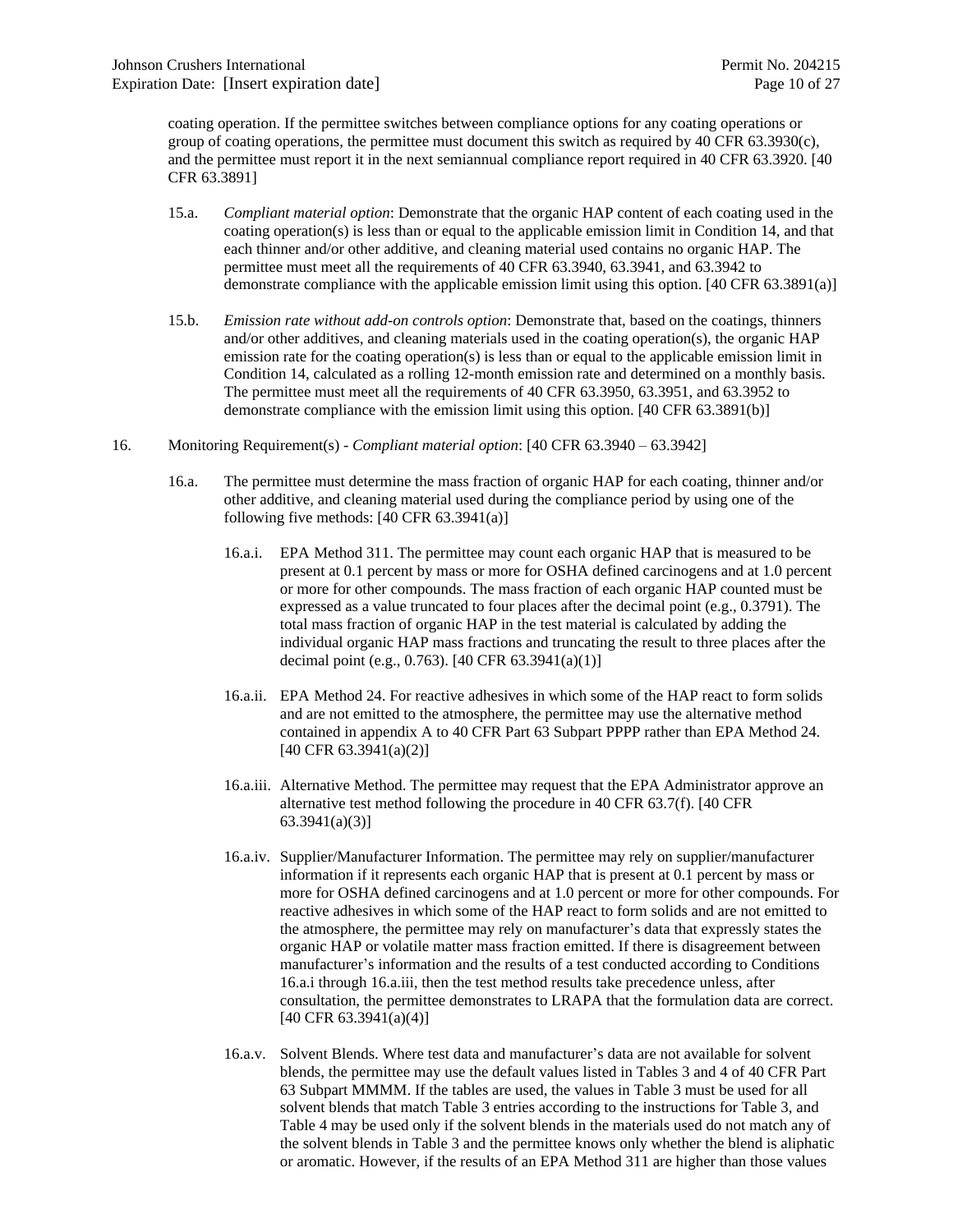coating operation. If the permittee switches between compliance options for any coating operations or group of coating operations, the permittee must document this switch as required by 40 CFR 63.3930(c), and the permittee must report it in the next semiannual compliance report required in 40 CFR 63.3920. [40 CFR 63.3891]

15.a. *Compliant material option*: Demonstrate that the organic HAP content of each coating used in the coating operation(s) is less than or equal to the applicable emission limit in Condition 14, and that each thinner and/or other additive, and cleaning material used contains no organic HAP. The permittee must meet all the requirements of 40 CFR 63.3940, 63.3941, and 63.3942 to demonstrate compliance with the applicable emission limit using this option. [40 CFR 63.3891(a)]

15.b. *Emission rate without add-on controls option*: Demonstrate that, based on the coatings, thinners and/or other additives, and cleaning materials used in the coating operation(s), the organic HAP emission rate for the coating operation(s) is less than or equal to the applicable emission limit in Condition 14, calculated as a rolling 12-month emission rate and determined on a monthly basis. The permittee must meet all the requirements of 40 CFR 63.3950, 63.3951, and 63.3952 to demonstrate compliance with the emission limit using this option. [40 CFR 63.3891(b)]

16. Monitoring Requirement(s) - *Compliant material option*: [40 CFR 63.3940 – 63.3942]

16.a. The permittee must determine the mass fraction of organic HAP for each coating, thinner and/or other additive, and cleaning material used during the compliance period by using one of the following five methods: [40 CFR 63.3941(a)]

16.a.i. EPA Method 311. The permittee may count each organic HAP that is measured to be present at 0.1 percent by mass or more for OSHA defined carcinogens and at 1.0 percent or more for other compounds. The mass fraction of each organic HAP counted must be expressed as a value truncated to four places after the decimal point (e.g., 0.3791). The total mass fraction of organic HAP in the test material is calculated by adding the individual organic HAP mass fractions and truncating the result to three places after the decimal point (e.g., 0.763). [40 CFR 63.3941(a)(1)]

16.a.ii. EPA Method 24. For reactive adhesives in which some of the HAP react to form solids and are not emitted to the atmosphere, the permittee may use the alternative method contained in appendix A to 40 CFR Part 63 Subpart PPPP rather than EPA Method 24. [40 CFR 63.3941(a)(2)]

16.a.iii. Alternative Method. The permittee may request that the EPA Administrator approve an alternative test method following the procedure in 40 CFR 63.7(f). [40 CFR 63.3941(a)(3)]

16.a.iv. Supplier/Manufacturer Information. The permittee may rely on supplier/manufacturer information if it represents each organic HAP that is present at 0.1 percent by mass or more for OSHA defined carcinogens and at 1.0 percent or more for other compounds. For reactive adhesives in which some of the HAP react to form solids and are not emitted to the atmosphere, the permittee may rely on manufacturer's data that expressly states the organic HAP or volatile matter mass fraction emitted. If there is disagreement between manufacturer's information and the results of a test conducted according to Conditions 16.a.i through 16.a.iii, then the test method results take precedence unless, after consultation, the permittee demonstrates to LRAPA that the formulation data are correct. [40 CFR 63.3941(a)(4)]

16.a.v. Solvent Blends. Where test data and manufacturer's data are not available for solvent blends, the permittee may use the default values listed in Tables 3 and 4 of 40 CFR Part 63 Subpart MMMM. If the tables are used, the values in Table 3 must be used for all solvent blends that match Table 3 entries according to the instructions for Table 3, and Table 4 may be used only if the solvent blends in the materials used do not match any of the solvent blends in Table 3 and the permittee knows only whether the blend is aliphatic or aromatic. However, if the results of an EPA Method 311 are higher than those values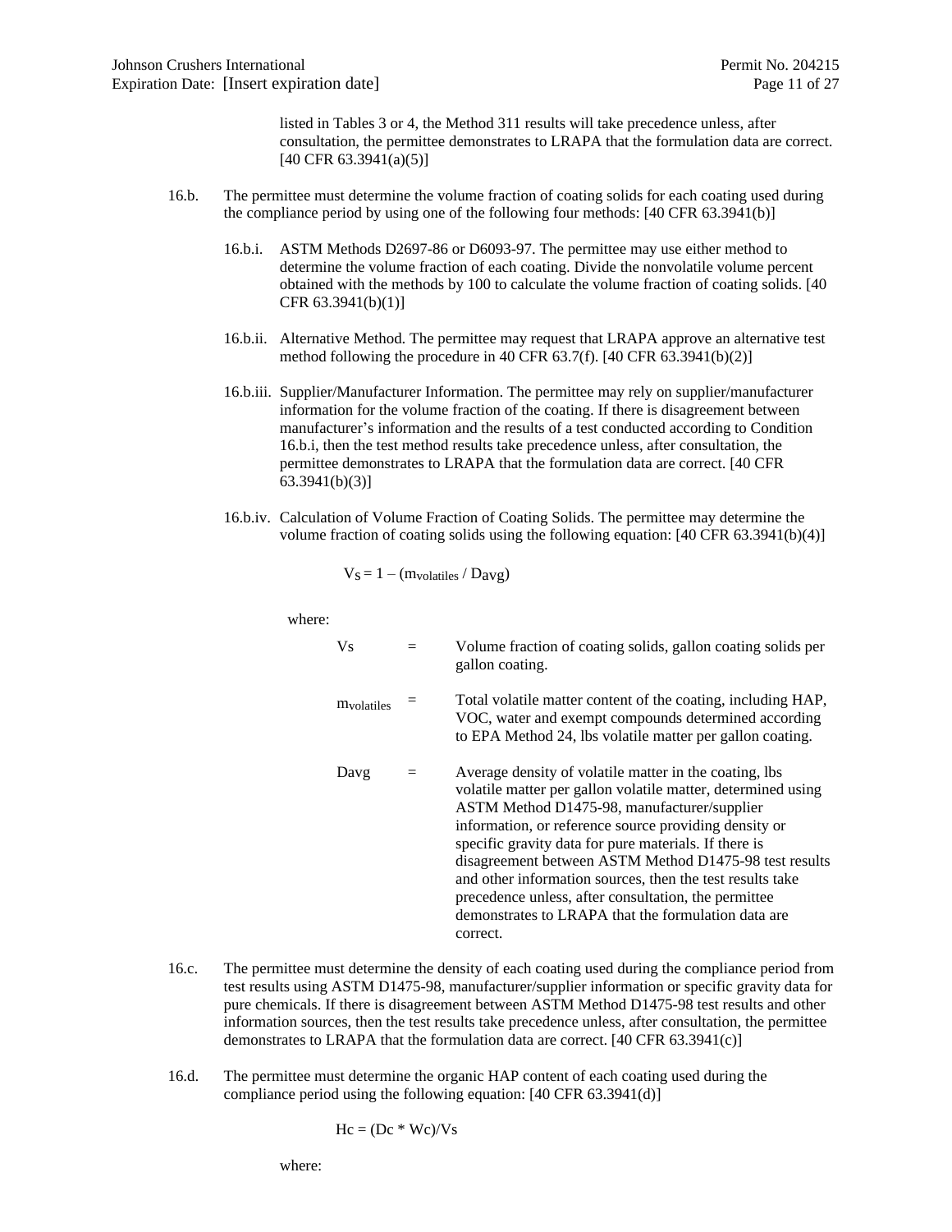listed in Tables 3 or 4, the Method 311 results will take precedence unless, after consultation, the permittee demonstrates to LRAPA that the formulation data are correct. [40 CFR 63.3941(a)(5)]

16.b. The permittee must determine the volume fraction of coating solids for each coating used during the compliance period by using one of the following four methods: [40 CFR 63.3941(b)]

16.b.i. ASTM Methods D2697-86 or D6093-97. The permittee may use either method to determine the volume fraction of each coating. Divide the nonvolatile volume percent obtained with the methods by 100 to calculate the volume fraction of coating solids. [40 CFR 63.3941(b)(1)]

16.b.ii. Alternative Method. The permittee may request that LRAPA approve an alternative test method following the procedure in 40 CFR 63.7(f). [40 CFR 63.3941(b)(2)]

16.b.iii. Supplier/Manufacturer Information. The permittee may rely on supplier/manufacturer information for the volume fraction of the coating. If there is disagreement between manufacturer's information and the results of a test conducted according to Condition 16.b.i, then the test method results take precedence unless, after consultation, the permittee demonstrates to LRAPA that the formulation data are correct. [40 CFR 63.3941(b)(3)]

16.b.iv. Calculation of Volume Fraction of Coating Solids. The permittee may determine the volume fraction of coating solids using the following equation: [40 CFR 63.3941(b)(4)]

$$V_S = 1 - (m_{volatiles} / D_{avg})$$

where:

$V_s$ = Volume fraction of coating solids, gallon coating solids per gallon coating.

$m_{volatiles}$ = Total volatile matter content of the coating, including HAP, VOC, water and exempt compounds determined according to EPA Method 24, lbs volatile matter per gallon coating.

$D_{avg}$ = Average density of volatile matter in the coating, lbs volatile matter per gallon volatile matter, determined using ASTM Method D1475-98, manufacturer/supplier information, or reference source providing density or specific gravity data for pure materials. If there is disagreement between ASTM Method D1475-98 test results and other information sources, then the test results take precedence unless, after consultation, the permittee demonstrates to LRAPA that the formulation data are correct.

16.c. The permittee must determine the density of each coating used during the compliance period from test results using ASTM D1475-98, manufacturer/supplier information or specific gravity data for pure chemicals. If there is disagreement between ASTM Method D1475-98 test results and other information sources, then the test results take precedence unless, after consultation, the permittee demonstrates to LRAPA that the formulation data are correct. [40 CFR 63.3941(c)]

16.d. The permittee must determine the organic HAP content of each coating used during the compliance period using the following equation: [40 CFR 63.3941(d)]

$$Hc = (Dc * Wc)/Vs$$

where: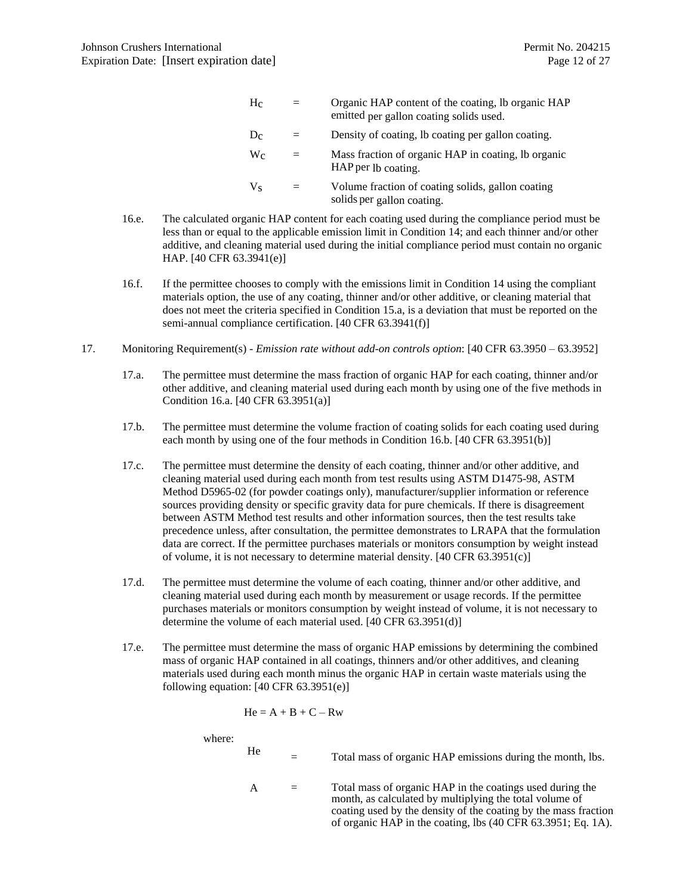| | | |
|---|---|---|
| $H_C$ | = | Organic HAP content of the coating, lb organic HAP emitted per gallon coating solids used. |
| $D_C$ | = | Density of coating, lb coating per gallon coating. |
| $W_C$ | = | Mass fraction of organic HAP in coating, lb organic HAP per lb coating. |
| $V_S$ | = | Volume fraction of coating solids, gallon coating solids per gallon coating. |

16.e. The calculated organic HAP content for each coating used during the compliance period must be less than or equal to the applicable emission limit in Condition 14; and each thinner and/or other additive, and cleaning material used during the initial compliance period must contain no organic HAP. [40 CFR 63.3941(e)]

16.f. If the permittee chooses to comply with the emissions limit in Condition 14 using the compliant materials option, the use of any coating, thinner and/or other additive, or cleaning material that does not meet the criteria specified in Condition 15.a, is a deviation that must be reported on the semi-annual compliance certification. [40 CFR 63.3941(f)]

17. Monitoring Requirement(s) - *Emission rate without add-on controls option*: [40 CFR 63.3950 – 63.3952]

17.a. The permittee must determine the mass fraction of organic HAP for each coating, thinner and/or other additive, and cleaning material used during each month by using one of the five methods in Condition 16.a. [40 CFR 63.3951(a)]

17.b. The permittee must determine the volume fraction of coating solids for each coating used during each month by using one of the four methods in Condition 16.b. [40 CFR 63.3951(b)]

17.c. The permittee must determine the density of each coating, thinner and/or other additive, and cleaning material used during each month from test results using ASTM D1475-98, ASTM Method D5965-02 (for powder coatings only), manufacturer/supplier information or reference sources providing density or specific gravity data for pure chemicals. If there is disagreement between ASTM Method test results and other information sources, then the test results take precedence unless, after consultation, the permittee demonstrates to LRAPA that the formulation data are correct. If the permittee purchases materials or monitors consumption by weight instead of volume, it is not necessary to determine material density. [40 CFR 63.3951(c)]

17.d. The permittee must determine the volume of each coating, thinner and/or other additive, and cleaning material used during each month by measurement or usage records. If the permittee purchases materials or monitors consumption by weight instead of volume, it is not necessary to determine the volume of each material used. [40 CFR 63.3951(d)]

17.e. The permittee must determine the mass of organic HAP emissions by determining the combined mass of organic HAP contained in all coatings, thinners and/or other additives, and cleaning materials used during each month minus the organic HAP in certain waste materials using the following equation: [40 CFR 63.3951(e)]

$$He = A + B + C - Rw$$

where:

| | | |
|---|---|---|
| He | = | Total mass of organic HAP emissions during the month, lbs. |
| A | = | Total mass of organic HAP in the coatings used during the month, as calculated by multiplying the total volume of coating used by the density of the coating by the mass fraction of organic HAP in the coating, lbs (40 CFR 63.3951; Eq. 1A). |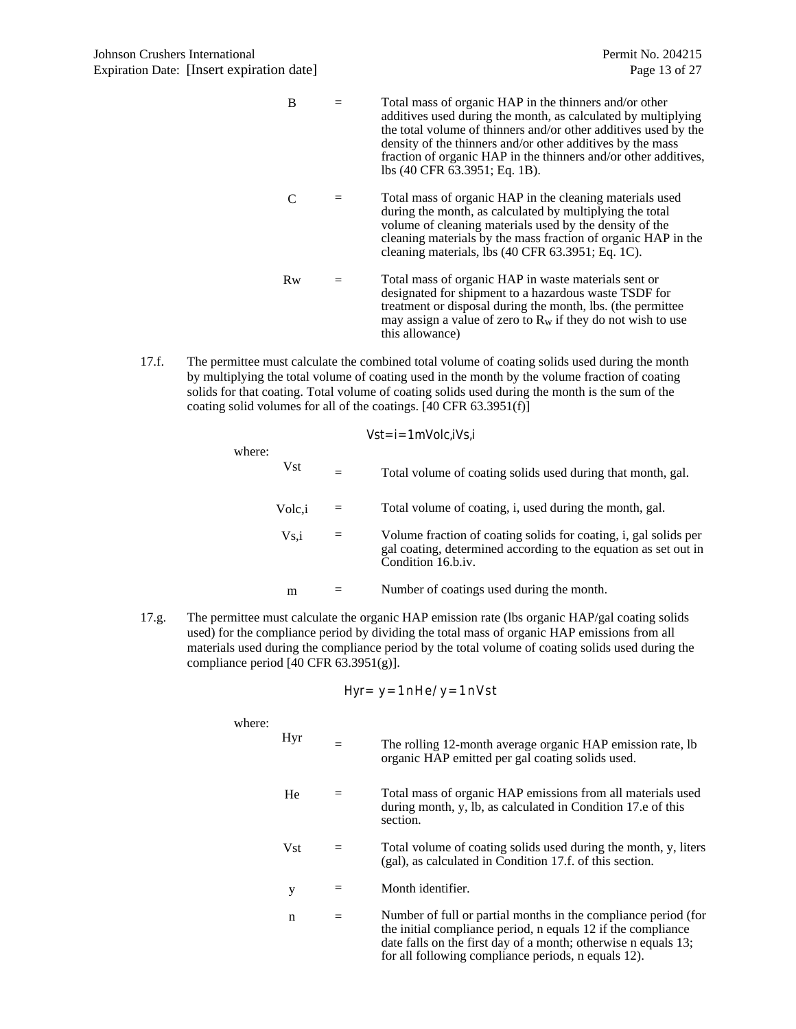B = Total mass of organic HAP in the thinners and/or other additives used during the month, as calculated by multiplying the total volume of thinners and/or other additives used by the density of the thinners and/or other additives by the mass fraction of organic HAP in the thinners and/or other additives, lbs (40 CFR 63.3951; Eq. 1B).

C = Total mass of organic HAP in the cleaning materials used during the month, as calculated by multiplying the total volume of cleaning materials used by the density of the cleaning materials by the mass fraction of organic HAP in the cleaning materials, lbs (40 CFR 63.3951; Eq. 1C).

Rw = Total mass of organic HAP in waste materials sent or designated for shipment to a hazardous waste TSDF for treatment or disposal during the month, lbs. (the permittee may assign a value of zero to $R_w$ if they do not wish to use this allowance)

17.f. The permittee must calculate the combined total volume of coating solids used during the month by multiplying the total volume of coating used in the month by the volume fraction of coating solids for that coating. Total volume of coating solids used during the month is the sum of the coating solid volumes for all of the coatings. [40 CFR 63.3951(f)]

$$V_{st} = \sum_{i=1}^{m} Vol_{c,i} V_{s,i}$$

where:

Vst = Total volume of coating solids used during that month, gal.

Volc,i = Total volume of coating, i, used during the month, gal.

Vs,i = Volume fraction of coating solids for coating, i, gal solids per gal coating, determined according to the equation as set out in Condition 16.b.iv.

m = Number of coatings used during the month.

17.g. The permittee must calculate the organic HAP emission rate (lbs organic HAP/gal coating solids used) for the compliance period by dividing the total mass of organic HAP emissions from all materials used during the compliance period by the total volume of coating solids used during the compliance period [40 CFR 63.3951(g)].

$$H_{yr} = \sum_{y=1}^{n} H_e \Big/ \sum_{y=1}^{n} V_{st}$$

where:

Hyr = The rolling 12-month average organic HAP emission rate, lb organic HAP emitted per gal coating solids used.

He = Total mass of organic HAP emissions from all materials used during month, y, lb, as calculated in Condition 17.e of this section.

Vst = Total volume of coating solids used during the month, y, liters (gal), as calculated in Condition 17.f. of this section.

y = Month identifier.

n = Number of full or partial months in the compliance period (for the initial compliance period, n equals 12 if the compliance date falls on the first day of a month; otherwise n equals 13; for all following compliance periods, n equals 12).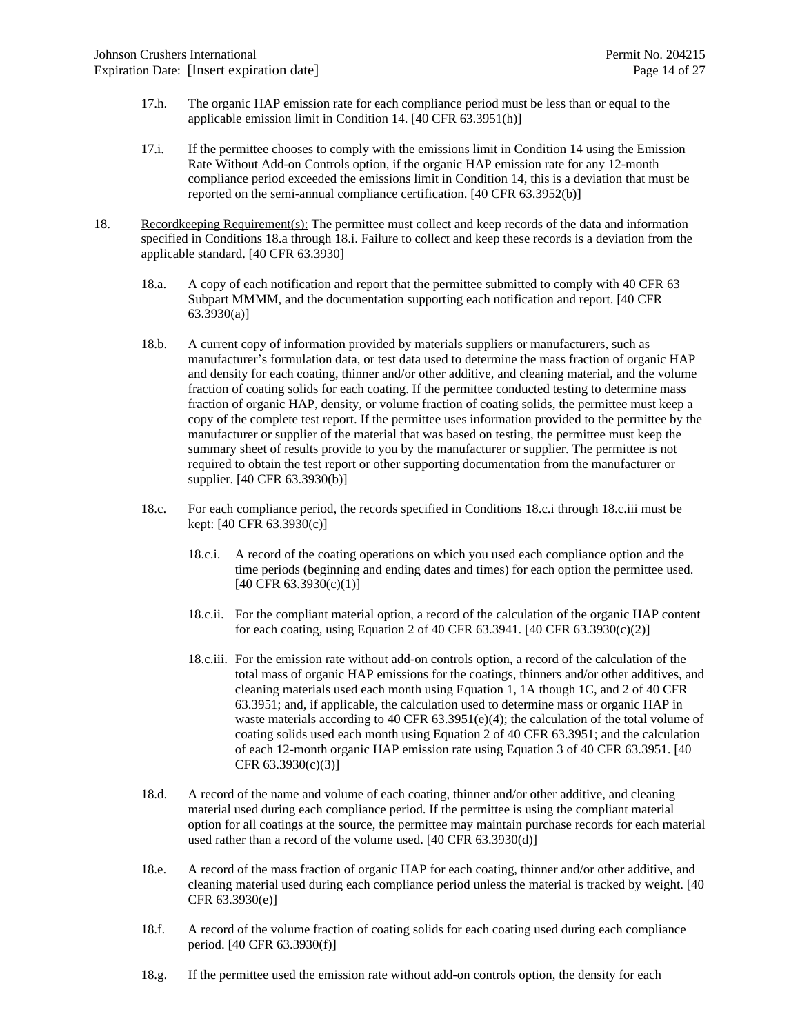17.h. The organic HAP emission rate for each compliance period must be less than or equal to the applicable emission limit in Condition 14. [40 CFR 63.3951(h)]

17.i. If the permittee chooses to comply with the emissions limit in Condition 14 using the Emission Rate Without Add-on Controls option, if the organic HAP emission rate for any 12-month compliance period exceeded the emissions limit in Condition 14, this is a deviation that must be reported on the semi-annual compliance certification. [40 CFR 63.3952(b)]

18. Recordkeeping Requirement(s): The permittee must collect and keep records of the data and information specified in Conditions 18.a through 18.i. Failure to collect and keep these records is a deviation from the applicable standard. [40 CFR 63.3930]

18.a. A copy of each notification and report that the permittee submitted to comply with 40 CFR 63 Subpart MMMM, and the documentation supporting each notification and report. [40 CFR 63.3930(a)]

18.b. A current copy of information provided by materials suppliers or manufacturers, such as manufacturer's formulation data, or test data used to determine the mass fraction of organic HAP and density for each coating, thinner and/or other additive, and cleaning material, and the volume fraction of coating solids for each coating. If the permittee conducted testing to determine mass fraction of organic HAP, density, or volume fraction of coating solids, the permittee must keep a copy of the complete test report. If the permittee uses information provided to the permittee by the manufacturer or supplier of the material that was based on testing, the permittee must keep the summary sheet of results provide to you by the manufacturer or supplier. The permittee is not required to obtain the test report or other supporting documentation from the manufacturer or supplier. [40 CFR 63.3930(b)]

18.c. For each compliance period, the records specified in Conditions 18.c.i through 18.c.iii must be kept: [40 CFR 63.3930(c)]

18.c.i. A record of the coating operations on which you used each compliance option and the time periods (beginning and ending dates and times) for each option the permittee used. [40 CFR 63.3930(c)(1)]

18.c.ii. For the compliant material option, a record of the calculation of the organic HAP content for each coating, using Equation 2 of 40 CFR 63.3941. [40 CFR 63.3930(c)(2)]

18.c.iii. For the emission rate without add-on controls option, a record of the calculation of the total mass of organic HAP emissions for the coatings, thinners and/or other additives, and cleaning materials used each month using Equation 1, 1A though 1C, and 2 of 40 CFR 63.3951; and, if applicable, the calculation used to determine mass or organic HAP in waste materials according to 40 CFR 63.3951(e)(4); the calculation of the total volume of coating solids used each month using Equation 2 of 40 CFR 63.3951; and the calculation of each 12-month organic HAP emission rate using Equation 3 of 40 CFR 63.3951. [40 CFR 63.3930(c)(3)]

18.d. A record of the name and volume of each coating, thinner and/or other additive, and cleaning material used during each compliance period. If the permittee is using the compliant material option for all coatings at the source, the permittee may maintain purchase records for each material used rather than a record of the volume used. [40 CFR 63.3930(d)]

18.e. A record of the mass fraction of organic HAP for each coating, thinner and/or other additive, and cleaning material used during each compliance period unless the material is tracked by weight. [40 CFR 63.3930(e)]

18.f. A record of the volume fraction of coating solids for each coating used during each compliance period. [40 CFR 63.3930(f)]

18.g. If the permittee used the emission rate without add-on controls option, the density for each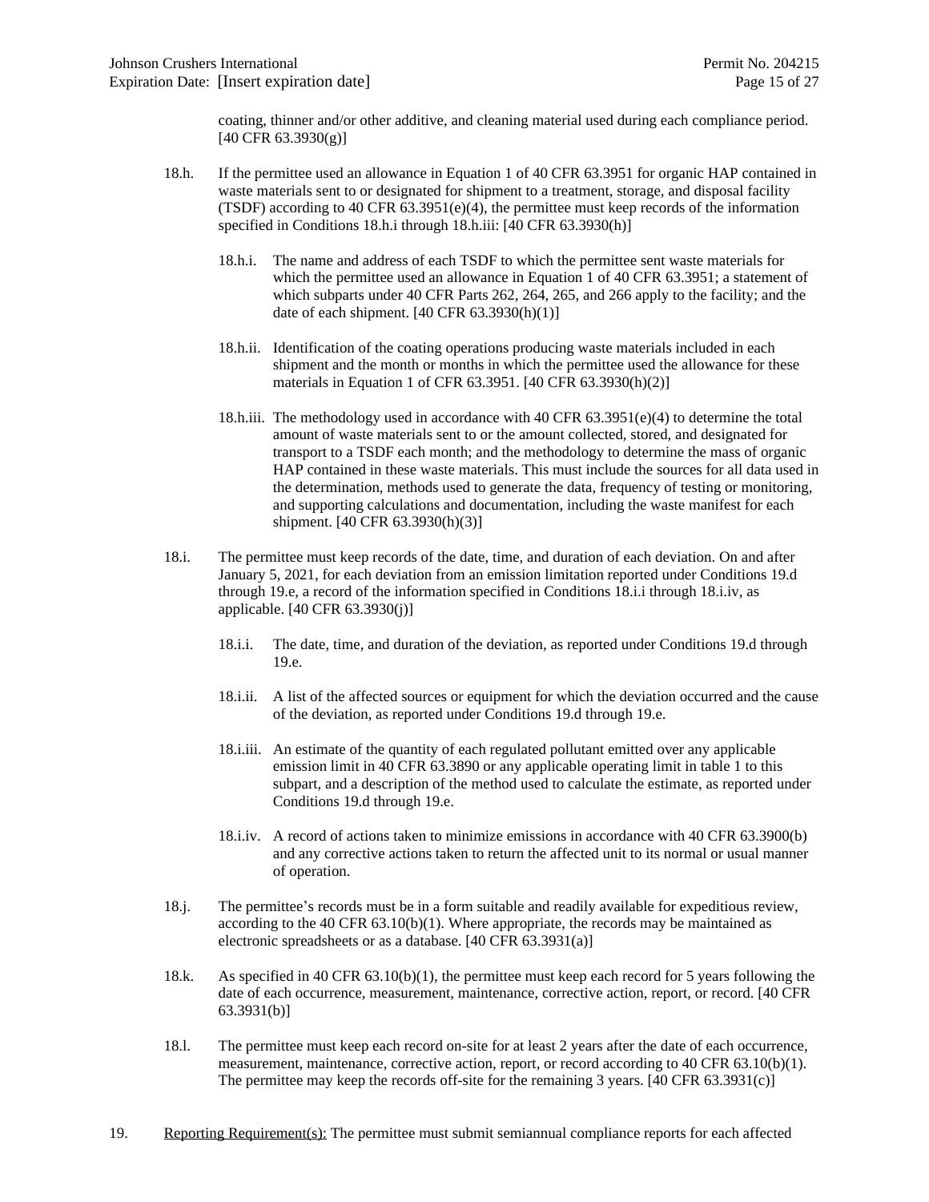coating, thinner and/or other additive, and cleaning material used during each compliance period. [40 CFR 63.3930(g)]

18.h. If the permittee used an allowance in Equation 1 of 40 CFR 63.3951 for organic HAP contained in waste materials sent to or designated for shipment to a treatment, storage, and disposal facility (TSDF) according to 40 CFR 63.3951(e)(4), the permittee must keep records of the information specified in Conditions 18.h.i through 18.h.iii: [40 CFR 63.3930(h)]

18.h.i. The name and address of each TSDF to which the permittee sent waste materials for which the permittee used an allowance in Equation 1 of 40 CFR 63.3951; a statement of which subparts under 40 CFR Parts 262, 264, 265, and 266 apply to the facility; and the date of each shipment. [40 CFR 63.3930(h)(1)]

18.h.ii. Identification of the coating operations producing waste materials included in each shipment and the month or months in which the permittee used the allowance for these materials in Equation 1 of CFR 63.3951. [40 CFR 63.3930(h)(2)]

18.h.iii. The methodology used in accordance with 40 CFR 63.3951(e)(4) to determine the total amount of waste materials sent to or the amount collected, stored, and designated for transport to a TSDF each month; and the methodology to determine the mass of organic HAP contained in these waste materials. This must include the sources for all data used in the determination, methods used to generate the data, frequency of testing or monitoring, and supporting calculations and documentation, including the waste manifest for each shipment. [40 CFR 63.3930(h)(3)]

18.i. The permittee must keep records of the date, time, and duration of each deviation. On and after January 5, 2021, for each deviation from an emission limitation reported under Conditions 19.d through 19.e, a record of the information specified in Conditions 18.i.i through 18.i.iv, as applicable. [40 CFR 63.3930(j)]

18.i.i. The date, time, and duration of the deviation, as reported under Conditions 19.d through 19.e.

18.i.ii. A list of the affected sources or equipment for which the deviation occurred and the cause of the deviation, as reported under Conditions 19.d through 19.e.

18.i.iii. An estimate of the quantity of each regulated pollutant emitted over any applicable emission limit in 40 CFR 63.3890 or any applicable operating limit in table 1 to this subpart, and a description of the method used to calculate the estimate, as reported under Conditions 19.d through 19.e.

18.i.iv. A record of actions taken to minimize emissions in accordance with 40 CFR 63.3900(b) and any corrective actions taken to return the affected unit to its normal or usual manner of operation.

18.j. The permittee's records must be in a form suitable and readily available for expeditious review, according to the 40 CFR 63.10(b)(1). Where appropriate, the records may be maintained as electronic spreadsheets or as a database. [40 CFR 63.3931(a)]

18.k. As specified in 40 CFR 63.10(b)(1), the permittee must keep each record for 5 years following the date of each occurrence, measurement, maintenance, corrective action, report, or record. [40 CFR 63.3931(b)]

18.l. The permittee must keep each record on-site for at least 2 years after the date of each occurrence, measurement, maintenance, corrective action, report, or record according to 40 CFR 63.10(b)(1). The permittee may keep the records off-site for the remaining 3 years. [40 CFR 63.3931(c)]

19. Reporting Requirement(s): The permittee must submit semiannual compliance reports for each affected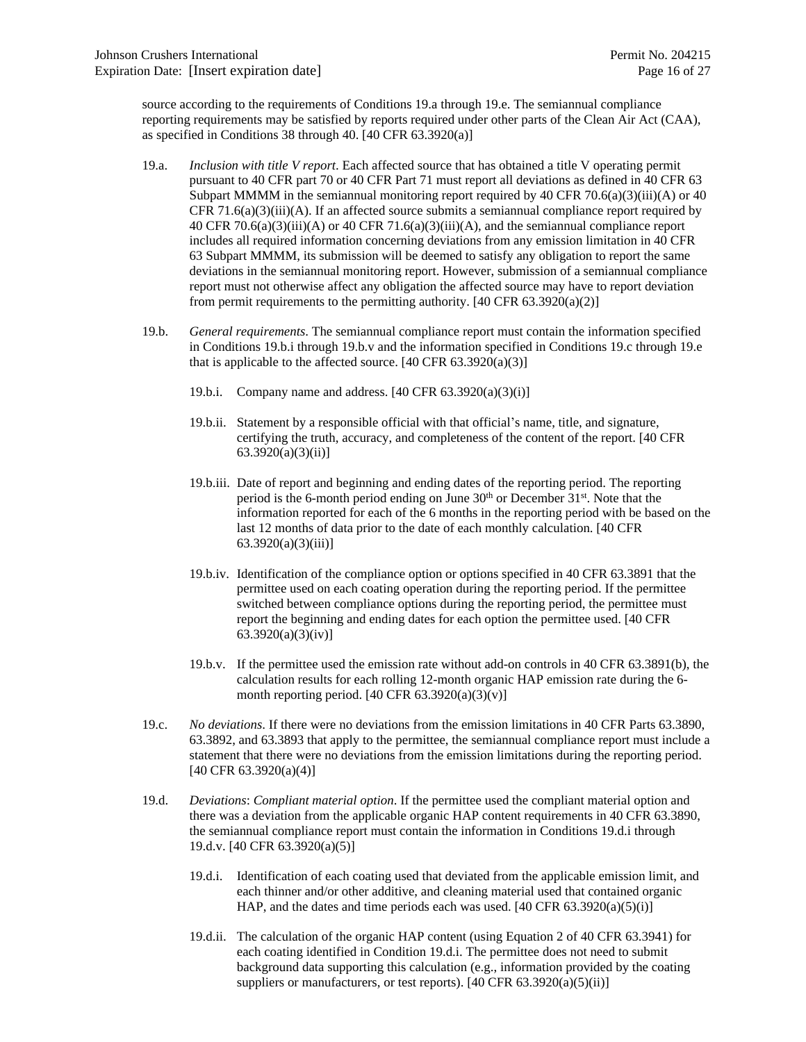source according to the requirements of Conditions 19.a through 19.e. The semiannual compliance reporting requirements may be satisfied by reports required under other parts of the Clean Air Act (CAA), as specified in Conditions 38 through 40. [40 CFR 63.3920(a)]

19.a. *Inclusion with title V report*. Each affected source that has obtained a title V operating permit pursuant to 40 CFR part 70 or 40 CFR Part 71 must report all deviations as defined in 40 CFR 63 Subpart MMMM in the semiannual monitoring report required by 40 CFR 70.6(a)(3)(iii)(A) or 40 CFR 71.6(a)(3)(iii)(A). If an affected source submits a semiannual compliance report required by 40 CFR 70.6(a)(3)(iii)(A) or 40 CFR 71.6(a)(3)(iii)(A), and the semiannual compliance report includes all required information concerning deviations from any emission limitation in 40 CFR 63 Subpart MMMM, its submission will be deemed to satisfy any obligation to report the same deviations in the semiannual monitoring report. However, submission of a semiannual compliance report must not otherwise affect any obligation the affected source may have to report deviation from permit requirements to the permitting authority. [40 CFR 63.3920(a)(2)]

19.b. *General requirements*. The semiannual compliance report must contain the information specified in Conditions 19.b.i through 19.b.v and the information specified in Conditions 19.c through 19.e that is applicable to the affected source. [40 CFR 63.3920(a)(3)]

19.b.i. Company name and address. [40 CFR 63.3920(a)(3)(i)]

19.b.ii. Statement by a responsible official with that official's name, title, and signature, certifying the truth, accuracy, and completeness of the content of the report. [40 CFR 63.3920(a)(3)(ii)]

19.b.iii. Date of report and beginning and ending dates of the reporting period. The reporting period is the 6-month period ending on June 30th or December 31st. Note that the information reported for each of the 6 months in the reporting period with be based on the last 12 months of data prior to the date of each monthly calculation. [40 CFR 63.3920(a)(3)(iii)]

19.b.iv. Identification of the compliance option or options specified in 40 CFR 63.3891 that the permittee used on each coating operation during the reporting period. If the permittee switched between compliance options during the reporting period, the permittee must report the beginning and ending dates for each option the permittee used. [40 CFR 63.3920(a)(3)(iv)]

19.b.v. If the permittee used the emission rate without add-on controls in 40 CFR 63.3891(b), the calculation results for each rolling 12-month organic HAP emission rate during the 6-month reporting period. [40 CFR 63.3920(a)(3)(v)]

19.c. *No deviations*. If there were no deviations from the emission limitations in 40 CFR Parts 63.3890, 63.3892, and 63.3893 that apply to the permittee, the semiannual compliance report must include a statement that there were no deviations from the emission limitations during the reporting period. [40 CFR 63.3920(a)(4)]

19.d. *Deviations*: *Compliant material option*. If the permittee used the compliant material option and there was a deviation from the applicable organic HAP content requirements in 40 CFR 63.3890, the semiannual compliance report must contain the information in Conditions 19.d.i through 19.d.v. [40 CFR 63.3920(a)(5)]

19.d.i. Identification of each coating used that deviated from the applicable emission limit, and each thinner and/or other additive, and cleaning material used that contained organic HAP, and the dates and time periods each was used. [40 CFR 63.3920(a)(5)(i)]

19.d.ii. The calculation of the organic HAP content (using Equation 2 of 40 CFR 63.3941) for each coating identified in Condition 19.d.i. The permittee does not need to submit background data supporting this calculation (e.g., information provided by the coating suppliers or manufacturers, or test reports). [40 CFR 63.3920(a)(5)(ii)]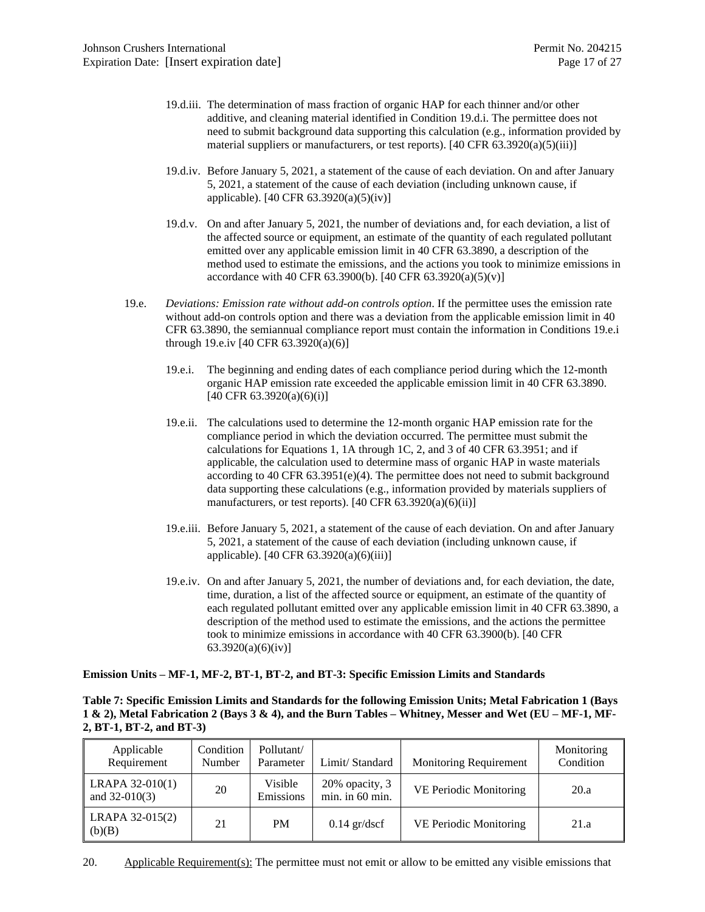19.d.iii. The determination of mass fraction of organic HAP for each thinner and/or other additive, and cleaning material identified in Condition 19.d.i. The permittee does not need to submit background data supporting this calculation (e.g., information provided by material suppliers or manufacturers, or test reports). [40 CFR 63.3920(a)(5)(iii)]

19.d.iv. Before January 5, 2021, a statement of the cause of each deviation. On and after January 5, 2021, a statement of the cause of each deviation (including unknown cause, if applicable). [40 CFR 63.3920(a)(5)(iv)]

19.d.v. On and after January 5, 2021, the number of deviations and, for each deviation, a list of the affected source or equipment, an estimate of the quantity of each regulated pollutant emitted over any applicable emission limit in 40 CFR 63.3890, a description of the method used to estimate the emissions, and the actions you took to minimize emissions in accordance with 40 CFR 63.3900(b). [40 CFR 63.3920(a)(5)(v)]

19.e. *Deviations: Emission rate without add-on controls option*. If the permittee uses the emission rate without add-on controls option and there was a deviation from the applicable emission limit in 40 CFR 63.3890, the semiannual compliance report must contain the information in Conditions 19.e.i through 19.e.iv [40 CFR 63.3920(a)(6)]

19.e.i. The beginning and ending dates of each compliance period during which the 12-month organic HAP emission rate exceeded the applicable emission limit in 40 CFR 63.3890. [40 CFR 63.3920(a)(6)(i)]

19.e.ii. The calculations used to determine the 12-month organic HAP emission rate for the compliance period in which the deviation occurred. The permittee must submit the calculations for Equations 1, 1A through 1C, 2, and 3 of 40 CFR 63.3951; and if applicable, the calculation used to determine mass of organic HAP in waste materials according to 40 CFR 63.3951(e)(4). The permittee does not need to submit background data supporting these calculations (e.g., information provided by materials suppliers of manufacturers, or test reports). [40 CFR 63.3920(a)(6)(ii)]

19.e.iii. Before January 5, 2021, a statement of the cause of each deviation. On and after January 5, 2021, a statement of the cause of each deviation (including unknown cause, if applicable). [40 CFR 63.3920(a)(6)(iii)]

19.e.iv. On and after January 5, 2021, the number of deviations and, for each deviation, the date, time, duration, a list of the affected source or equipment, an estimate of the quantity of each regulated pollutant emitted over any applicable emission limit in 40 CFR 63.3890, a description of the method used to estimate the emissions, and the actions the permittee took to minimize emissions in accordance with 40 CFR 63.3900(b). [40 CFR 63.3920(a)(6)(iv)]

**Emission Units – MF-1, MF-2, BT-1, BT-2, and BT-3: Specific Emission Limits and Standards**

**Table 7: Specific Emission Limits and Standards for the following Emission Units; Metal Fabrication 1 (Bays 1 & 2), Metal Fabrication 2 (Bays 3 & 4), and the Burn Tables – Whitney, Messer and Wet (EU – MF-1, MF-2, BT-1, BT-2, and BT-3)**

| Applicable Requirement | Condition Number | Pollutant/ Parameter | Limit/ Standard | Monitoring Requirement | Monitoring Condition |
|---|---|---|---|---|---|
| LRAPA 32-010(1) and 32-010(3) | 20 | Visible Emissions | 20% opacity, 3 min. in 60 min. | VE Periodic Monitoring | 20.a |
| LRAPA 32-015(2)(b)(B) | 21 | PM | 0.14 gr/dscf | VE Periodic Monitoring | 21.a |

20. Applicable Requirement(s): The permittee must not emit or allow to be emitted any visible emissions that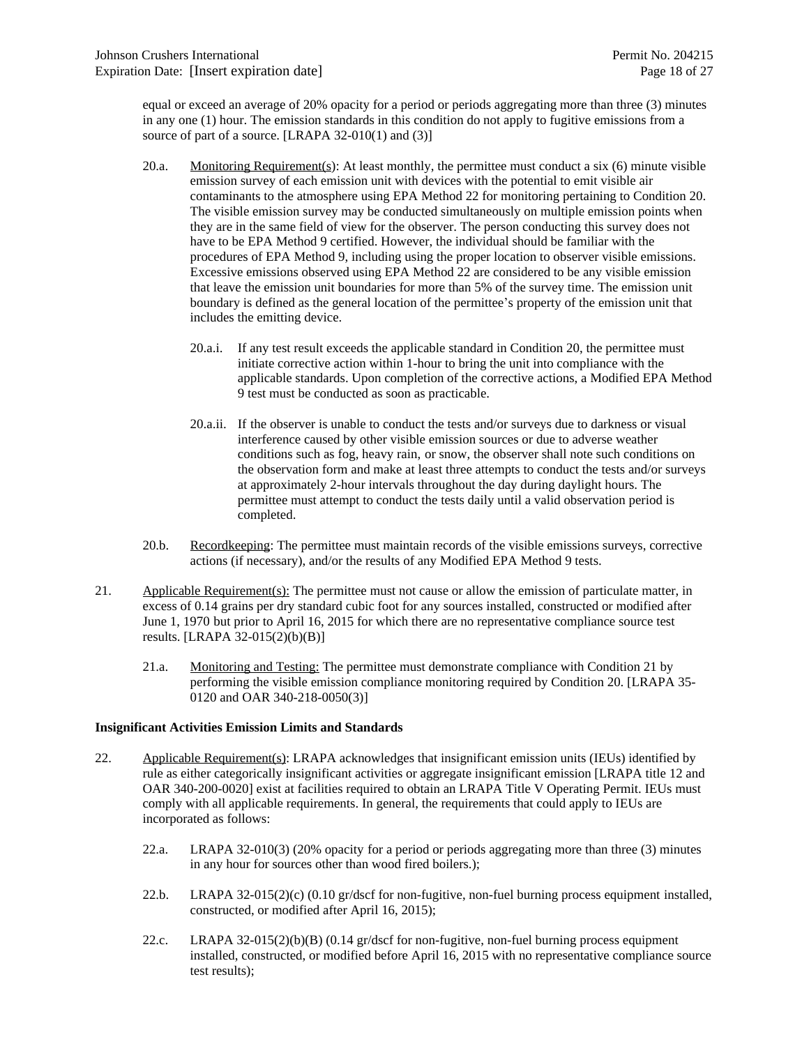equal or exceed an average of 20% opacity for a period or periods aggregating more than three (3) minutes in any one (1) hour. The emission standards in this condition do not apply to fugitive emissions from a source of part of a source. [LRAPA 32-010(1) and (3)]

20.a. Monitoring Requirement(s): At least monthly, the permittee must conduct a six (6) minute visible emission survey of each emission unit with devices with the potential to emit visible air contaminants to the atmosphere using EPA Method 22 for monitoring pertaining to Condition 20. The visible emission survey may be conducted simultaneously on multiple emission points when they are in the same field of view for the observer. The person conducting this survey does not have to be EPA Method 9 certified. However, the individual should be familiar with the procedures of EPA Method 9, including using the proper location to observer visible emissions. Excessive emissions observed using EPA Method 22 are considered to be any visible emission that leave the emission unit boundaries for more than 5% of the survey time. The emission unit boundary is defined as the general location of the permittee's property of the emission unit that includes the emitting device.

20.a.i. If any test result exceeds the applicable standard in Condition 20, the permittee must initiate corrective action within 1-hour to bring the unit into compliance with the applicable standards. Upon completion of the corrective actions, a Modified EPA Method 9 test must be conducted as soon as practicable.

20.a.ii. If the observer is unable to conduct the tests and/or surveys due to darkness or visual interference caused by other visible emission sources or due to adverse weather conditions such as fog, heavy rain, or snow, the observer shall note such conditions on the observation form and make at least three attempts to conduct the tests and/or surveys at approximately 2-hour intervals throughout the day during daylight hours. The permittee must attempt to conduct the tests daily until a valid observation period is completed.

20.b. Recordkeeping: The permittee must maintain records of the visible emissions surveys, corrective actions (if necessary), and/or the results of any Modified EPA Method 9 tests.

21. Applicable Requirement(s): The permittee must not cause or allow the emission of particulate matter, in excess of 0.14 grains per dry standard cubic foot for any sources installed, constructed or modified after June 1, 1970 but prior to April 16, 2015 for which there are no representative compliance source test results. [LRAPA 32-015(2)(b)(B)]

21.a. Monitoring and Testing: The permittee must demonstrate compliance with Condition 21 by performing the visible emission compliance monitoring required by Condition 20. [LRAPA 35-0120 and OAR 340-218-0050(3)]

**Insignificant Activities Emission Limits and Standards**

22. Applicable Requirement(s): LRAPA acknowledges that insignificant emission units (IEUs) identified by rule as either categorically insignificant activities or aggregate insignificant emission [LRAPA title 12 and OAR 340-200-0020] exist at facilities required to obtain an LRAPA Title V Operating Permit. IEUs must comply with all applicable requirements. In general, the requirements that could apply to IEUs are incorporated as follows:

22.a. LRAPA 32-010(3) (20% opacity for a period or periods aggregating more than three (3) minutes in any hour for sources other than wood fired boilers.);

22.b. LRAPA 32-015(2)(c) (0.10 gr/dscf for non-fugitive, non-fuel burning process equipment installed, constructed, or modified after April 16, 2015);

22.c. LRAPA 32-015(2)(b)(B) (0.14 gr/dscf for non-fugitive, non-fuel burning process equipment installed, constructed, or modified before April 16, 2015 with no representative compliance source test results);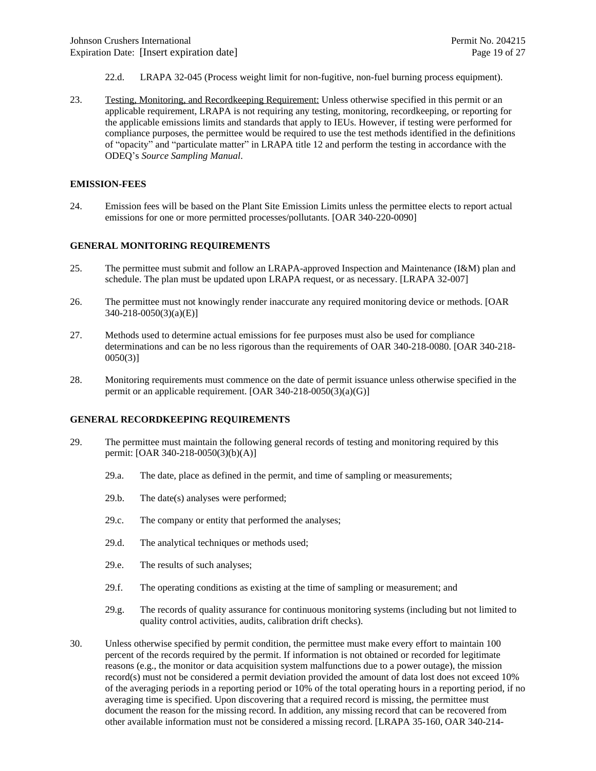22.d. LRAPA 32-045 (Process weight limit for non-fugitive, non-fuel burning process equipment).

23. Testing, Monitoring, and Recordkeeping Requirement: Unless otherwise specified in this permit or an applicable requirement, LRAPA is not requiring any testing, monitoring, recordkeeping, or reporting for the applicable emissions limits and standards that apply to IEUs. However, if testing were performed for compliance purposes, the permittee would be required to use the test methods identified in the definitions of "opacity" and "particulate matter" in LRAPA title 12 and perform the testing in accordance with the ODEQ's *Source Sampling Manual*.

**EMISSION-FEES**

24. Emission fees will be based on the Plant Site Emission Limits unless the permittee elects to report actual emissions for one or more permitted processes/pollutants. [OAR 340-220-0090]

**GENERAL MONITORING REQUIREMENTS**

25. The permittee must submit and follow an LRAPA-approved Inspection and Maintenance (I&M) plan and schedule. The plan must be updated upon LRAPA request, or as necessary. [LRAPA 32-007]

26. The permittee must not knowingly render inaccurate any required monitoring device or methods. [OAR 340-218-0050(3)(a)(E)]

27. Methods used to determine actual emissions for fee purposes must also be used for compliance determinations and can be no less rigorous than the requirements of OAR 340-218-0080. [OAR 340-218-0050(3)]

28. Monitoring requirements must commence on the date of permit issuance unless otherwise specified in the permit or an applicable requirement. [OAR 340-218-0050(3)(a)(G)]

**GENERAL RECORDKEEPING REQUIREMENTS**

29. The permittee must maintain the following general records of testing and monitoring required by this permit: [OAR 340-218-0050(3)(b)(A)]

    29.a. The date, place as defined in the permit, and time of sampling or measurements;

    29.b. The date(s) analyses were performed;

    29.c. The company or entity that performed the analyses;

    29.d. The analytical techniques or methods used;

    29.e. The results of such analyses;

    29.f. The operating conditions as existing at the time of sampling or measurement; and

    29.g. The records of quality assurance for continuous monitoring systems (including but not limited to quality control activities, audits, calibration drift checks).

30. Unless otherwise specified by permit condition, the permittee must make every effort to maintain 100 percent of the records required by the permit. If information is not obtained or recorded for legitimate reasons (e.g., the monitor or data acquisition system malfunctions due to a power outage), the mission record(s) must not be considered a permit deviation provided the amount of data lost does not exceed 10% of the averaging periods in a reporting period or 10% of the total operating hours in a reporting period, if no averaging time is specified. Upon discovering that a required record is missing, the permittee must document the reason for the missing record. In addition, any missing record that can be recovered from other available information must not be considered a missing record. [LRAPA 35-160, OAR 340-214-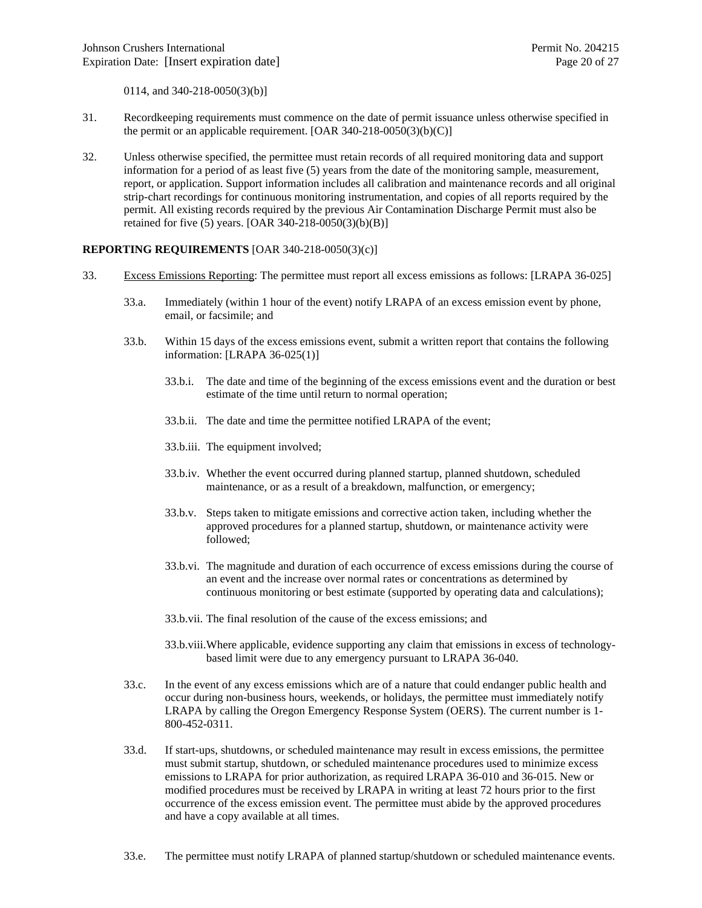0114, and 340-218-0050(3)(b)]

31. Recordkeeping requirements must commence on the date of permit issuance unless otherwise specified in the permit or an applicable requirement. [OAR 340-218-0050(3)(b)(C)]

32. Unless otherwise specified, the permittee must retain records of all required monitoring data and support information for a period of as least five (5) years from the date of the monitoring sample, measurement, report, or application. Support information includes all calibration and maintenance records and all original strip-chart recordings for continuous monitoring instrumentation, and copies of all reports required by the permit. All existing records required by the previous Air Contamination Discharge Permit must also be retained for five (5) years. [OAR 340-218-0050(3)(b)(B)]

**REPORTING REQUIREMENTS** [OAR 340-218-0050(3)(c)]

33. Excess Emissions Reporting: The permittee must report all excess emissions as follows: [LRAPA 36-025]

   33.a. Immediately (within 1 hour of the event) notify LRAPA of an excess emission event by phone, email, or facsimile; and

   33.b. Within 15 days of the excess emissions event, submit a written report that contains the following information: [LRAPA 36-025(1)]

      33.b.i. The date and time of the beginning of the excess emissions event and the duration or best estimate of the time until return to normal operation;

      33.b.ii. The date and time the permittee notified LRAPA of the event;

      33.b.iii. The equipment involved;

      33.b.iv. Whether the event occurred during planned startup, planned shutdown, scheduled maintenance, or as a result of a breakdown, malfunction, or emergency;

      33.b.v. Steps taken to mitigate emissions and corrective action taken, including whether the approved procedures for a planned startup, shutdown, or maintenance activity were followed;

      33.b.vi. The magnitude and duration of each occurrence of excess emissions during the course of an event and the increase over normal rates or concentrations as determined by continuous monitoring or best estimate (supported by operating data and calculations);

      33.b.vii. The final resolution of the cause of the excess emissions; and

      33.b.viii. Where applicable, evidence supporting any claim that emissions in excess of technology-based limit were due to any emergency pursuant to LRAPA 36-040.

   33.c. In the event of any excess emissions which are of a nature that could endanger public health and occur during non-business hours, weekends, or holidays, the permittee must immediately notify LRAPA by calling the Oregon Emergency Response System (OERS). The current number is 1-800-452-0311.

   33.d. If start-ups, shutdowns, or scheduled maintenance may result in excess emissions, the permittee must submit startup, shutdown, or scheduled maintenance procedures used to minimize excess emissions to LRAPA for prior authorization, as required LRAPA 36-010 and 36-015. New or modified procedures must be received by LRAPA in writing at least 72 hours prior to the first occurrence of the excess emission event. The permittee must abide by the approved procedures and have a copy available at all times.

   33.e. The permittee must notify LRAPA of planned startup/shutdown or scheduled maintenance events.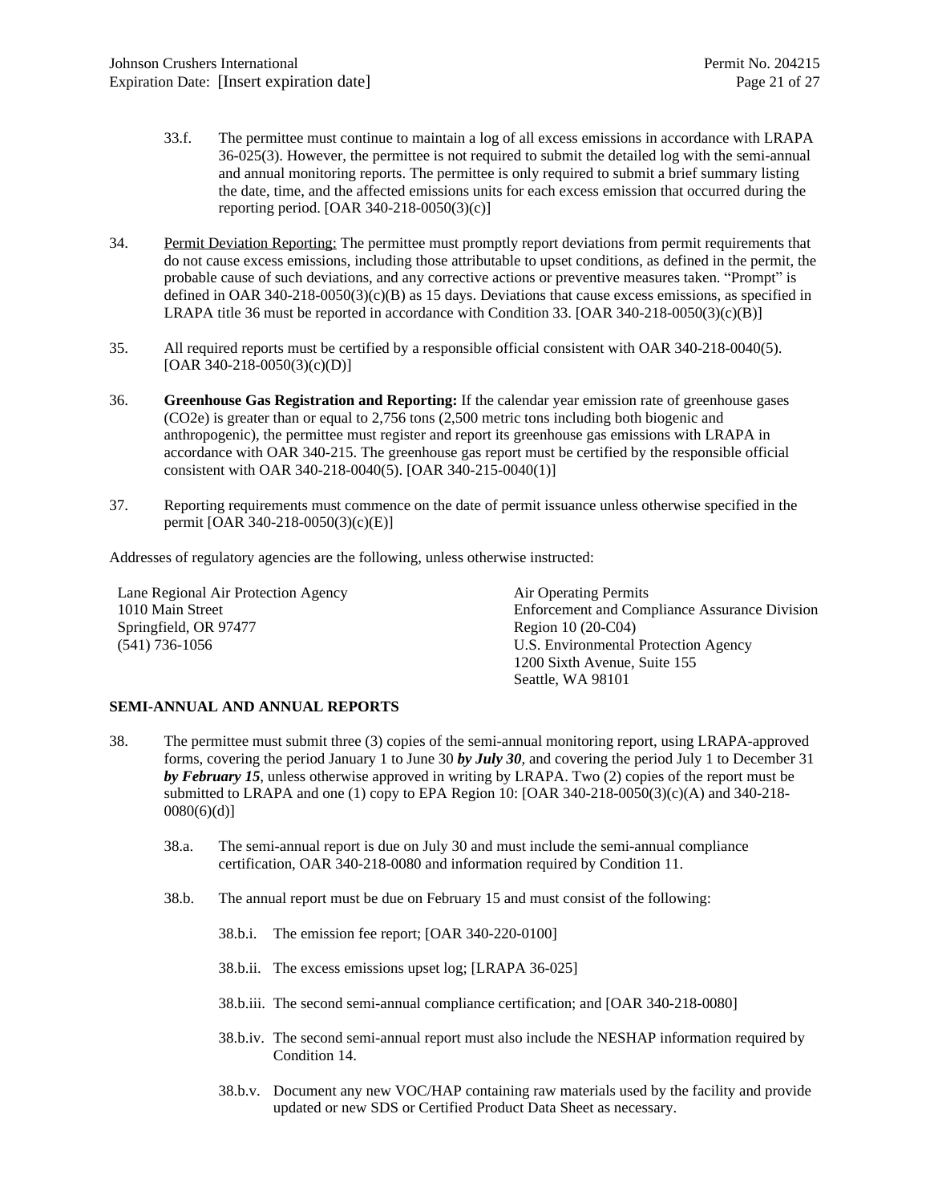33.f. The permittee must continue to maintain a log of all excess emissions in accordance with LRAPA 36-025(3). However, the permittee is not required to submit the detailed log with the semi-annual and annual monitoring reports. The permittee is only required to submit a brief summary listing the date, time, and the affected emissions units for each excess emission that occurred during the reporting period. [OAR 340-218-0050(3)(c)]

34. Permit Deviation Reporting: The permittee must promptly report deviations from permit requirements that do not cause excess emissions, including those attributable to upset conditions, as defined in the permit, the probable cause of such deviations, and any corrective actions or preventive measures taken. "Prompt" is defined in OAR 340-218-0050(3)(c)(B) as 15 days. Deviations that cause excess emissions, as specified in LRAPA title 36 must be reported in accordance with Condition 33. [OAR 340-218-0050(3)(c)(B)]

35. All required reports must be certified by a responsible official consistent with OAR 340-218-0040(5). [OAR 340-218-0050(3)(c)(D)]

36. **Greenhouse Gas Registration and Reporting:** If the calendar year emission rate of greenhouse gases (CO2e) is greater than or equal to 2,756 tons (2,500 metric tons including both biogenic and anthropogenic), the permittee must register and report its greenhouse gas emissions with LRAPA in accordance with OAR 340-215. The greenhouse gas report must be certified by the responsible official consistent with OAR 340-218-0040(5). [OAR 340-215-0040(1)]

37. Reporting requirements must commence on the date of permit issuance unless otherwise specified in the permit [OAR 340-218-0050(3)(c)(E)]

Addresses of regulatory agencies are the following, unless otherwise instructed:

Lane Regional Air Protection Agency
1010 Main Street
Springfield, OR 97477
(541) 736-1056

Air Operating Permits
Enforcement and Compliance Assurance Division
Region 10 (20-C04)
U.S. Environmental Protection Agency
1200 Sixth Avenue, Suite 155
Seattle, WA 98101

**SEMI-ANNUAL AND ANNUAL REPORTS**

38. The permittee must submit three (3) copies of the semi-annual monitoring report, using LRAPA-approved forms, covering the period January 1 to June 30 ***by July 30***, and covering the period July 1 to December 31 ***by February 15***, unless otherwise approved in writing by LRAPA. Two (2) copies of the report must be submitted to LRAPA and one (1) copy to EPA Region 10: [OAR 340-218-0050(3)(c)(A) and 340-218-0080(6)(d)]

38.a. The semi-annual report is due on July 30 and must include the semi-annual compliance certification, OAR 340-218-0080 and information required by Condition 11.

38.b. The annual report must be due on February 15 and must consist of the following:

38.b.i. The emission fee report; [OAR 340-220-0100]

38.b.ii. The excess emissions upset log; [LRAPA 36-025]

38.b.iii. The second semi-annual compliance certification; and [OAR 340-218-0080]

38.b.iv. The second semi-annual report must also include the NESHAP information required by Condition 14.

38.b.v. Document any new VOC/HAP containing raw materials used by the facility and provide updated or new SDS or Certified Product Data Sheet as necessary.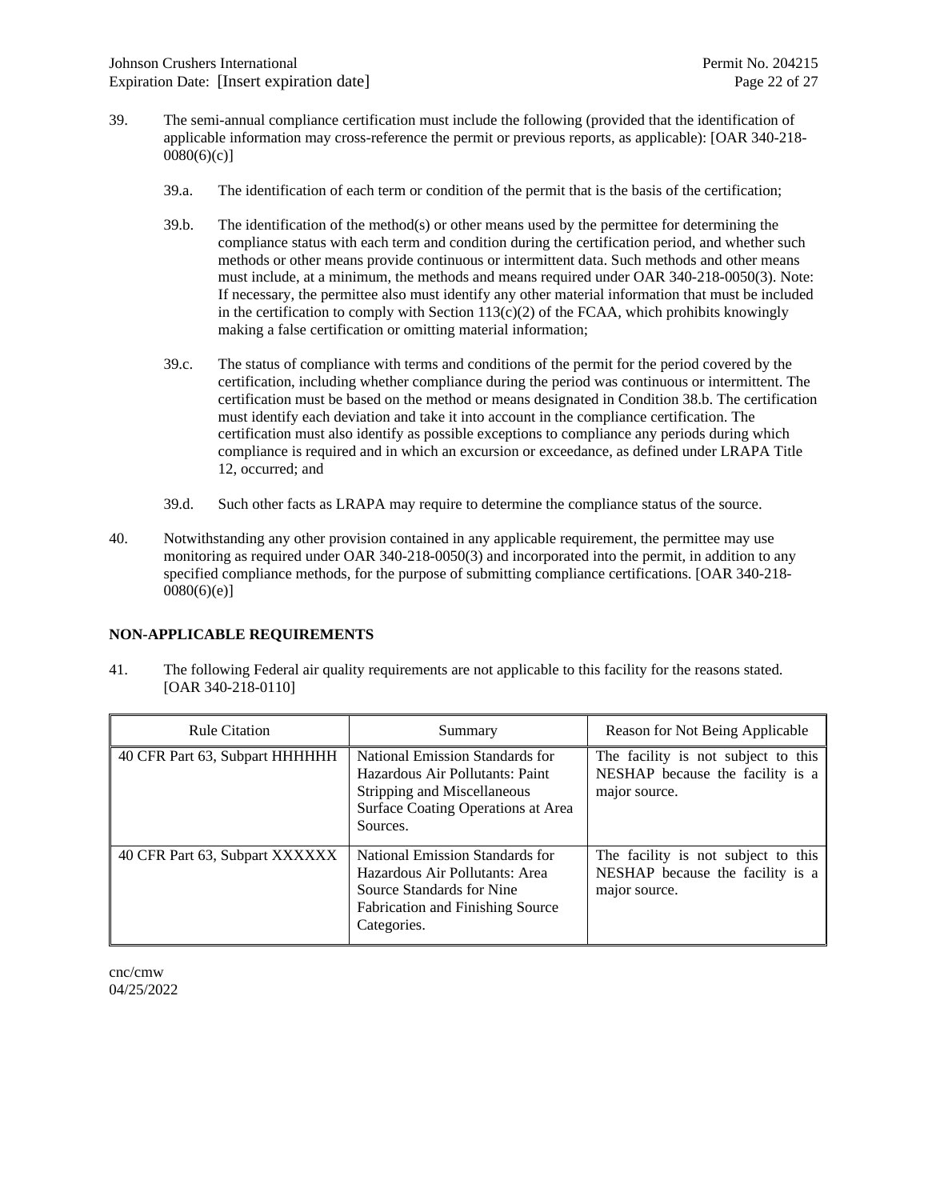39. The semi-annual compliance certification must include the following (provided that the identification of applicable information may cross-reference the permit or previous reports, as applicable): [OAR 340-218-0080(6)(c)]

    39.a. The identification of each term or condition of the permit that is the basis of the certification;

    39.b. The identification of the method(s) or other means used by the permittee for determining the compliance status with each term and condition during the certification period, and whether such methods or other means provide continuous or intermittent data. Such methods and other means must include, at a minimum, the methods and means required under OAR 340-218-0050(3). Note: If necessary, the permittee also must identify any other material information that must be included in the certification to comply with Section 113(c)(2) of the FCAA, which prohibits knowingly making a false certification or omitting material information;

    39.c. The status of compliance with terms and conditions of the permit for the period covered by the certification, including whether compliance during the period was continuous or intermittent. The certification must be based on the method or means designated in Condition 38.b. The certification must identify each deviation and take it into account in the compliance certification. The certification must also identify as possible exceptions to compliance any periods during which compliance is required and in which an excursion or exceedance, as defined under LRAPA Title 12, occurred; and

    39.d. Such other facts as LRAPA may require to determine the compliance status of the source.

40. Notwithstanding any other provision contained in any applicable requirement, the permittee may use monitoring as required under OAR 340-218-0050(3) and incorporated into the permit, in addition to any specified compliance methods, for the purpose of submitting compliance certifications. [OAR 340-218-0080(6)(e)]

**NON-APPLICABLE REQUIREMENTS**

41. The following Federal air quality requirements are not applicable to this facility for the reasons stated. [OAR 340-218-0110]

| Rule Citation | Summary | Reason for Not Being Applicable |
|---|---|---|
| 40 CFR Part 63, Subpart HHHHHH | National Emission Standards for Hazardous Air Pollutants: Paint Stripping and Miscellaneous Surface Coating Operations at Area Sources. | The facility is not subject to this NESHAP because the facility is a major source. |
| 40 CFR Part 63, Subpart XXXXXX | National Emission Standards for Hazardous Air Pollutants: Area Source Standards for Nine Fabrication and Finishing Source Categories. | The facility is not subject to this NESHAP because the facility is a major source. |

cnc/cmw
04/25/2022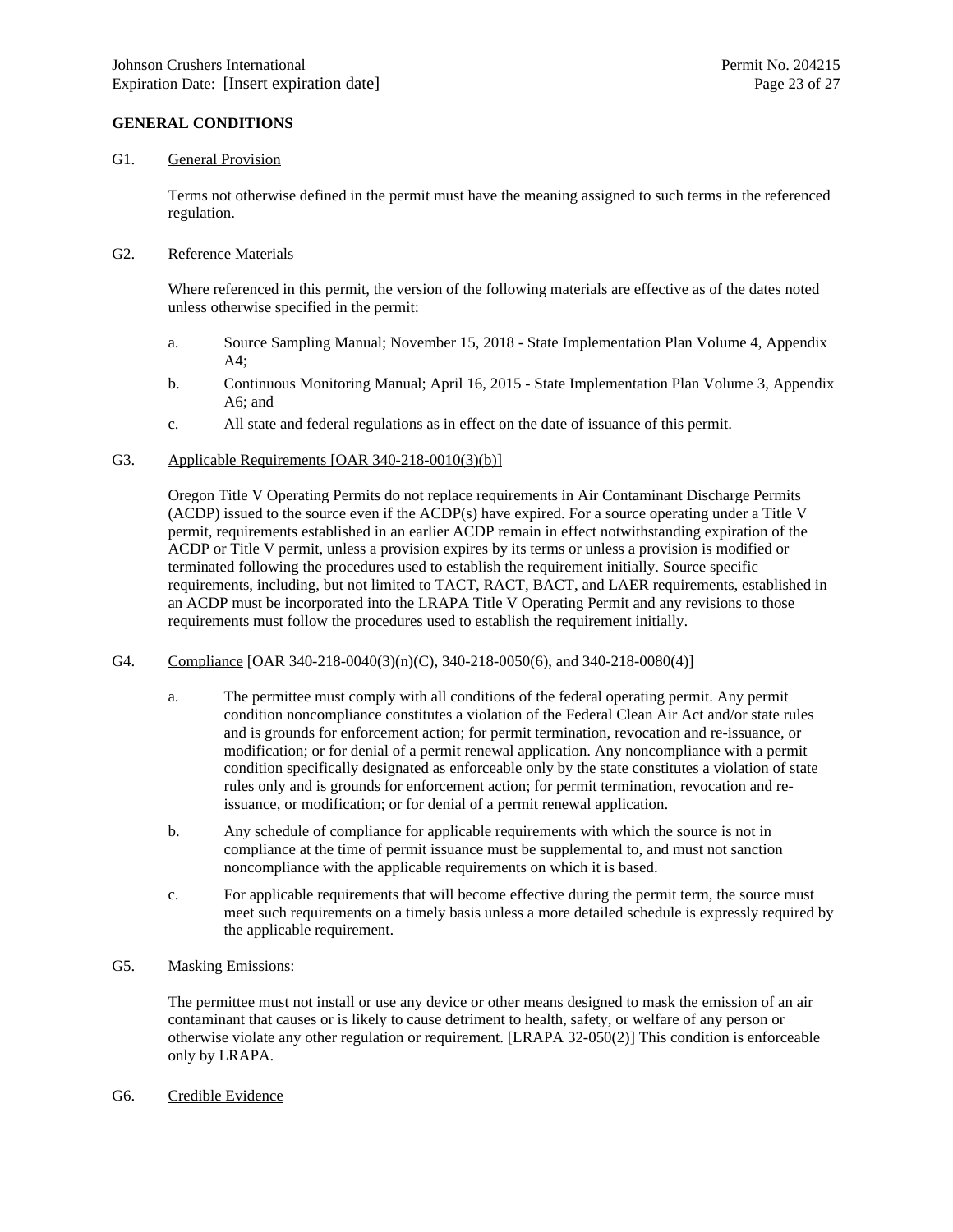## GENERAL CONDITIONS

G1. General Provision

Terms not otherwise defined in the permit must have the meaning assigned to such terms in the referenced regulation.

G2. Reference Materials

Where referenced in this permit, the version of the following materials are effective as of the dates noted unless otherwise specified in the permit:

a. Source Sampling Manual; November 15, 2018 - State Implementation Plan Volume 4, Appendix A4;

b. Continuous Monitoring Manual; April 16, 2015 - State Implementation Plan Volume 3, Appendix A6; and

c. All state and federal regulations as in effect on the date of issuance of this permit.

G3. Applicable Requirements [OAR 340-218-0010(3)(b)]

Oregon Title V Operating Permits do not replace requirements in Air Contaminant Discharge Permits (ACDP) issued to the source even if the ACDP(s) have expired. For a source operating under a Title V permit, requirements established in an earlier ACDP remain in effect notwithstanding expiration of the ACDP or Title V permit, unless a provision expires by its terms or unless a provision is modified or terminated following the procedures used to establish the requirement initially. Source specific requirements, including, but not limited to TACT, RACT, BACT, and LAER requirements, established in an ACDP must be incorporated into the LRAPA Title V Operating Permit and any revisions to those requirements must follow the procedures used to establish the requirement initially.

G4. Compliance [OAR 340-218-0040(3)(n)(C), 340-218-0050(6), and 340-218-0080(4)]

a. The permittee must comply with all conditions of the federal operating permit. Any permit condition noncompliance constitutes a violation of the Federal Clean Air Act and/or state rules and is grounds for enforcement action; for permit termination, revocation and re-issuance, or modification; or for denial of a permit renewal application. Any noncompliance with a permit condition specifically designated as enforceable only by the state constitutes a violation of state rules only and is grounds for enforcement action; for permit termination, revocation and re-issuance, or modification; or for denial of a permit renewal application.

b. Any schedule of compliance for applicable requirements with which the source is not in compliance at the time of permit issuance must be supplemental to, and must not sanction noncompliance with the applicable requirements on which it is based.

c. For applicable requirements that will become effective during the permit term, the source must meet such requirements on a timely basis unless a more detailed schedule is expressly required by the applicable requirement.

G5. Masking Emissions:

The permittee must not install or use any device or other means designed to mask the emission of an air contaminant that causes or is likely to cause detriment to health, safety, or welfare of any person or otherwise violate any other regulation or requirement. [LRAPA 32-050(2)] This condition is enforceable only by LRAPA.

G6. Credible Evidence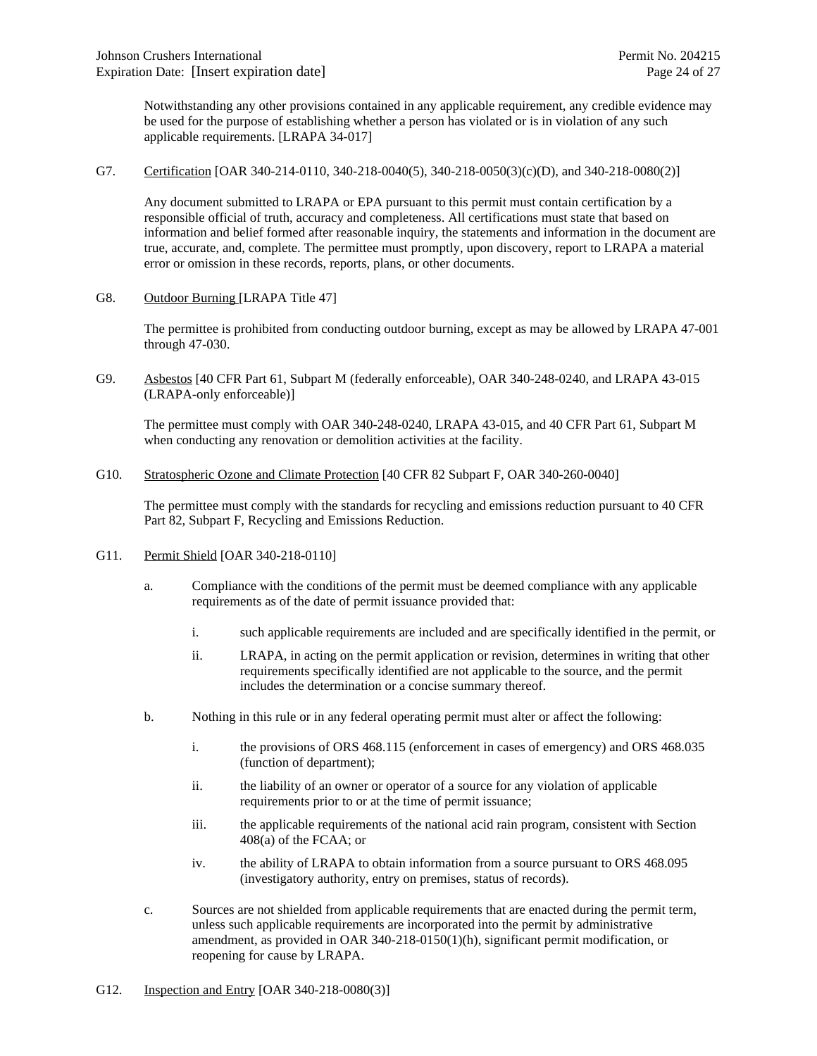Notwithstanding any other provisions contained in any applicable requirement, any credible evidence may be used for the purpose of establishing whether a person has violated or is in violation of any such applicable requirements. [LRAPA 34-017]

G7. Certification [OAR 340-214-0110, 340-218-0040(5), 340-218-0050(3)(c)(D), and 340-218-0080(2)]

Any document submitted to LRAPA or EPA pursuant to this permit must contain certification by a responsible official of truth, accuracy and completeness. All certifications must state that based on information and belief formed after reasonable inquiry, the statements and information in the document are true, accurate, and, complete. The permittee must promptly, upon discovery, report to LRAPA a material error or omission in these records, reports, plans, or other documents.

G8. Outdoor Burning [LRAPA Title 47]

The permittee is prohibited from conducting outdoor burning, except as may be allowed by LRAPA 47-001 through 47-030.

G9. Asbestos [40 CFR Part 61, Subpart M (federally enforceable), OAR 340-248-0240, and LRAPA 43-015 (LRAPA-only enforceable)]

The permittee must comply with OAR 340-248-0240, LRAPA 43-015, and 40 CFR Part 61, Subpart M when conducting any renovation or demolition activities at the facility.

G10. Stratospheric Ozone and Climate Protection [40 CFR 82 Subpart F, OAR 340-260-0040]

The permittee must comply with the standards for recycling and emissions reduction pursuant to 40 CFR Part 82, Subpart F, Recycling and Emissions Reduction.

G11. Permit Shield [OAR 340-218-0110]

a. Compliance with the conditions of the permit must be deemed compliance with any applicable requirements as of the date of permit issuance provided that:

   i. such applicable requirements are included and are specifically identified in the permit, or

   ii. LRAPA, in acting on the permit application or revision, determines in writing that other requirements specifically identified are not applicable to the source, and the permit includes the determination or a concise summary thereof.

b. Nothing in this rule or in any federal operating permit must alter or affect the following:

   i. the provisions of ORS 468.115 (enforcement in cases of emergency) and ORS 468.035 (function of department);

   ii. the liability of an owner or operator of a source for any violation of applicable requirements prior to or at the time of permit issuance;

   iii. the applicable requirements of the national acid rain program, consistent with Section 408(a) of the FCAA; or

   iv. the ability of LRAPA to obtain information from a source pursuant to ORS 468.095 (investigatory authority, entry on premises, status of records).

c. Sources are not shielded from applicable requirements that are enacted during the permit term, unless such applicable requirements are incorporated into the permit by administrative amendment, as provided in OAR 340-218-0150(1)(h), significant permit modification, or reopening for cause by LRAPA.

G12. Inspection and Entry [OAR 340-218-0080(3)]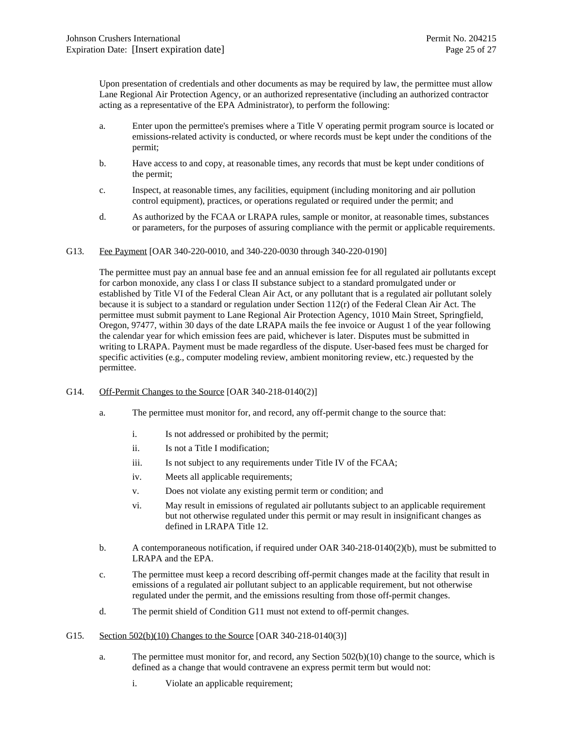Upon presentation of credentials and other documents as may be required by law, the permittee must allow Lane Regional Air Protection Agency, or an authorized representative (including an authorized contractor acting as a representative of the EPA Administrator), to perform the following:

a. Enter upon the permittee's premises where a Title V operating permit program source is located or emissions-related activity is conducted, or where records must be kept under the conditions of the permit;

b. Have access to and copy, at reasonable times, any records that must be kept under conditions of the permit;

c. Inspect, at reasonable times, any facilities, equipment (including monitoring and air pollution control equipment), practices, or operations regulated or required under the permit; and

d. As authorized by the FCAA or LRAPA rules, sample or monitor, at reasonable times, substances or parameters, for the purposes of assuring compliance with the permit or applicable requirements.

G13. <u>Fee Payment</u> [OAR 340-220-0010, and 340-220-0030 through 340-220-0190]

The permittee must pay an annual base fee and an annual emission fee for all regulated air pollutants except for carbon monoxide, any class I or class II substance subject to a standard promulgated under or established by Title VI of the Federal Clean Air Act, or any pollutant that is a regulated air pollutant solely because it is subject to a standard or regulation under Section 112(r) of the Federal Clean Air Act. The permittee must submit payment to Lane Regional Air Protection Agency, 1010 Main Street, Springfield, Oregon, 97477, within 30 days of the date LRAPA mails the fee invoice or August 1 of the year following the calendar year for which emission fees are paid, whichever is later. Disputes must be submitted in writing to LRAPA. Payment must be made regardless of the dispute. User-based fees must be charged for specific activities (e.g., computer modeling review, ambient monitoring review, etc.) requested by the permittee.

G14. <u>Off-Permit Changes to the Source</u> [OAR 340-218-0140(2)]

a. The permittee must monitor for, and record, any off-permit change to the source that:

   i. Is not addressed or prohibited by the permit;

   ii. Is not a Title I modification;

   iii. Is not subject to any requirements under Title IV of the FCAA;

   iv. Meets all applicable requirements;

   v. Does not violate any existing permit term or condition; and

   vi. May result in emissions of regulated air pollutants subject to an applicable requirement but not otherwise regulated under this permit or may result in insignificant changes as defined in LRAPA Title 12.

b. A contemporaneous notification, if required under OAR 340-218-0140(2)(b), must be submitted to LRAPA and the EPA.

c. The permittee must keep a record describing off-permit changes made at the facility that result in emissions of a regulated air pollutant subject to an applicable requirement, but not otherwise regulated under the permit, and the emissions resulting from those off-permit changes.

d. The permit shield of Condition G11 must not extend to off-permit changes.

G15. <u>Section 502(b)(10) Changes to the Source</u> [OAR 340-218-0140(3)]

a. The permittee must monitor for, and record, any Section 502(b)(10) change to the source, which is defined as a change that would contravene an express permit term but would not:

   i. Violate an applicable requirement;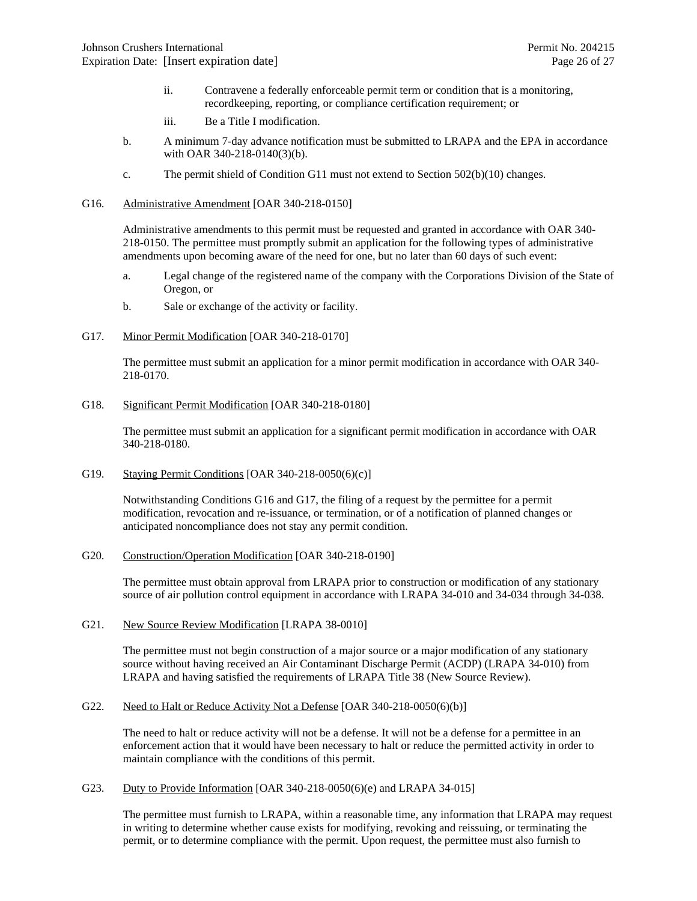ii. Contravene a federally enforceable permit term or condition that is a monitoring, recordkeeping, reporting, or compliance certification requirement; or

iii. Be a Title I modification.

b. A minimum 7-day advance notification must be submitted to LRAPA and the EPA in accordance with OAR 340-218-0140(3)(b).

c. The permit shield of Condition G11 must not extend to Section 502(b)(10) changes.

G16. Administrative Amendment [OAR 340-218-0150]

Administrative amendments to this permit must be requested and granted in accordance with OAR 340-218-0150. The permittee must promptly submit an application for the following types of administrative amendments upon becoming aware of the need for one, but no later than 60 days of such event:

a. Legal change of the registered name of the company with the Corporations Division of the State of Oregon, or

b. Sale or exchange of the activity or facility.

G17. Minor Permit Modification [OAR 340-218-0170]

The permittee must submit an application for a minor permit modification in accordance with OAR 340-218-0170.

G18. Significant Permit Modification [OAR 340-218-0180]

The permittee must submit an application for a significant permit modification in accordance with OAR 340-218-0180.

G19. Staying Permit Conditions [OAR 340-218-0050(6)(c)]

Notwithstanding Conditions G16 and G17, the filing of a request by the permittee for a permit modification, revocation and re-issuance, or termination, or of a notification of planned changes or anticipated noncompliance does not stay any permit condition.

G20. Construction/Operation Modification [OAR 340-218-0190]

The permittee must obtain approval from LRAPA prior to construction or modification of any stationary source of air pollution control equipment in accordance with LRAPA 34-010 and 34-034 through 34-038.

G21. New Source Review Modification [LRAPA 38-0010]

The permittee must not begin construction of a major source or a major modification of any stationary source without having received an Air Contaminant Discharge Permit (ACDP) (LRAPA 34-010) from LRAPA and having satisfied the requirements of LRAPA Title 38 (New Source Review).

G22. Need to Halt or Reduce Activity Not a Defense [OAR 340-218-0050(6)(b)]

The need to halt or reduce activity will not be a defense. It will not be a defense for a permittee in an enforcement action that it would have been necessary to halt or reduce the permitted activity in order to maintain compliance with the conditions of this permit.

G23. Duty to Provide Information [OAR 340-218-0050(6)(e) and LRAPA 34-015]

The permittee must furnish to LRAPA, within a reasonable time, any information that LRAPA may request in writing to determine whether cause exists for modifying, revoking and reissuing, or terminating the permit, or to determine compliance with the permit. Upon request, the permittee must also furnish to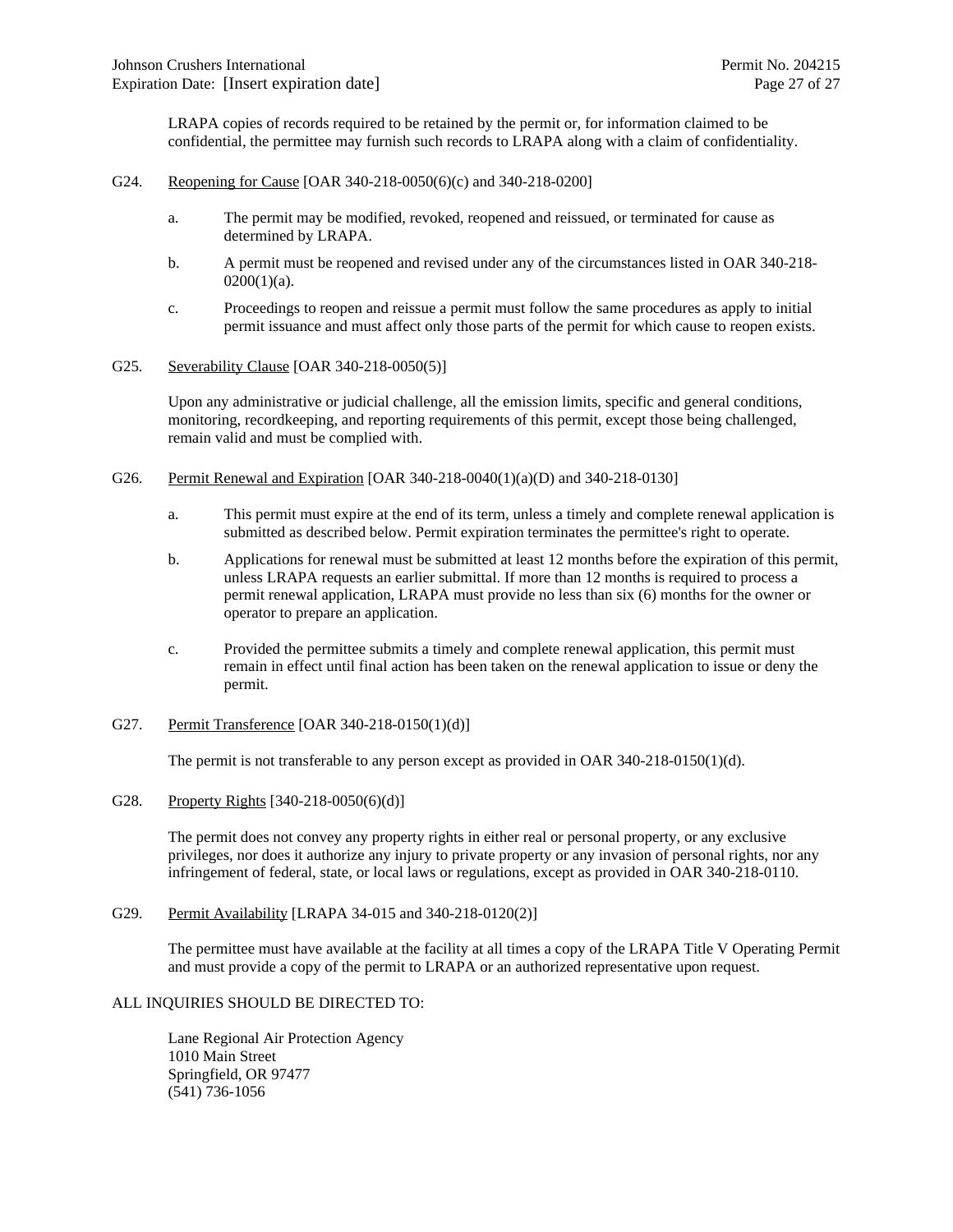LRAPA copies of records required to be retained by the permit or, for information claimed to be confidential, the permittee may furnish such records to LRAPA along with a claim of confidentiality.

G24. Reopening for Cause [OAR 340-218-0050(6)(c) and 340-218-0200]

a. The permit may be modified, revoked, reopened and reissued, or terminated for cause as determined by LRAPA.

b. A permit must be reopened and revised under any of the circumstances listed in OAR 340-218-0200(1)(a).

c. Proceedings to reopen and reissue a permit must follow the same procedures as apply to initial permit issuance and must affect only those parts of the permit for which cause to reopen exists.

G25. Severability Clause [OAR 340-218-0050(5)]

Upon any administrative or judicial challenge, all the emission limits, specific and general conditions, monitoring, recordkeeping, and reporting requirements of this permit, except those being challenged, remain valid and must be complied with.

G26. Permit Renewal and Expiration [OAR 340-218-0040(1)(a)(D) and 340-218-0130]

a. This permit must expire at the end of its term, unless a timely and complete renewal application is submitted as described below. Permit expiration terminates the permittee's right to operate.

b. Applications for renewal must be submitted at least 12 months before the expiration of this permit, unless LRAPA requests an earlier submittal. If more than 12 months is required to process a permit renewal application, LRAPA must provide no less than six (6) months for the owner or operator to prepare an application.

c. Provided the permittee submits a timely and complete renewal application, this permit must remain in effect until final action has been taken on the renewal application to issue or deny the permit.

G27. Permit Transference [OAR 340-218-0150(1)(d)]

The permit is not transferable to any person except as provided in OAR 340-218-0150(1)(d).

G28. Property Rights [340-218-0050(6)(d)]

The permit does not convey any property rights in either real or personal property, or any exclusive privileges, nor does it authorize any injury to private property or any invasion of personal rights, nor any infringement of federal, state, or local laws or regulations, except as provided in OAR 340-218-0110.

G29. Permit Availability [LRAPA 34-015 and 340-218-0120(2)]

The permittee must have available at the facility at all times a copy of the LRAPA Title V Operating Permit and must provide a copy of the permit to LRAPA or an authorized representative upon request.

ALL INQUIRIES SHOULD BE DIRECTED TO:

Lane Regional Air Protection Agency
1010 Main Street
Springfield, OR 97477
(541) 736-1056